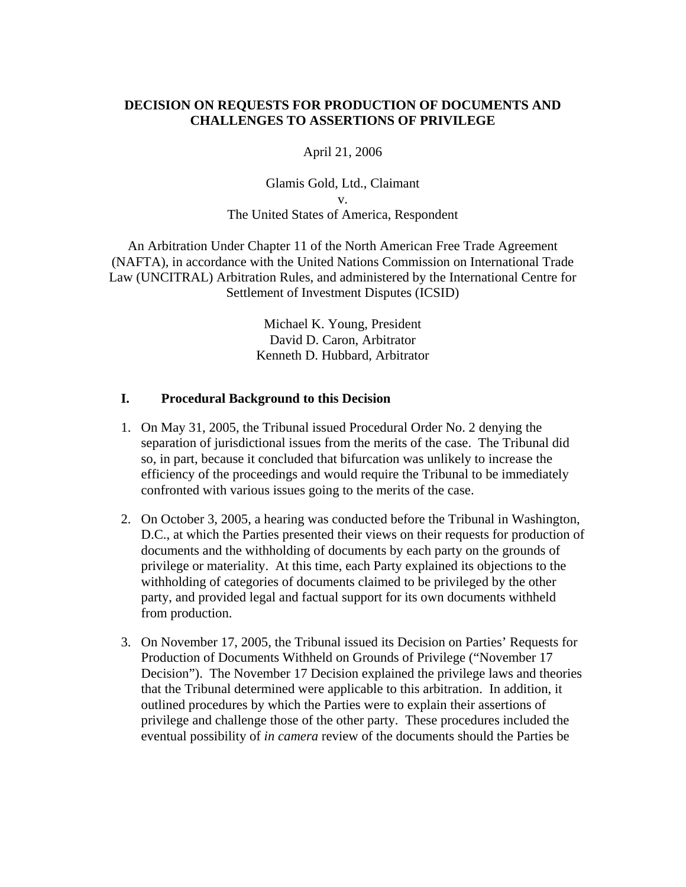# DECISION ON REQUESTS FOR PRODUCTION OF DOCUMENTS AND CHALLENGES TO ASSERTIONS OF PRIVILEGE

April 21, 2006

Glamis Gold, Ltd., Claimant
v.
The United States of America, Respondent

An Arbitration Under Chapter 11 of the North American Free Trade Agreement (NAFTA), in accordance with the United Nations Commission on International Trade Law (UNCITRAL) Arbitration Rules, and administered by the International Centre for Settlement of Investment Disputes (ICSID)

Michael K. Young, President
David D. Caron, Arbitrator
Kenneth D. Hubbard, Arbitrator

## I. Procedural Background to this Decision

1. On May 31, 2005, the Tribunal issued Procedural Order No. 2 denying the separation of jurisdictional issues from the merits of the case. The Tribunal did so, in part, because it concluded that bifurcation was unlikely to increase the efficiency of the proceedings and would require the Tribunal to be immediately confronted with various issues going to the merits of the case.

2. On October 3, 2005, a hearing was conducted before the Tribunal in Washington, D.C., at which the Parties presented their views on their requests for production of documents and the withholding of documents by each party on the grounds of privilege or materiality. At this time, each Party explained its objections to the withholding of categories of documents claimed to be privileged by the other party, and provided legal and factual support for its own documents withheld from production.

3. On November 17, 2005, the Tribunal issued its Decision on Parties' Requests for Production of Documents Withheld on Grounds of Privilege ("November 17 Decision"). The November 17 Decision explained the privilege laws and theories that the Tribunal determined were applicable to this arbitration. In addition, it outlined procedures by which the Parties were to explain their assertions of privilege and challenge those of the other party. These procedures included the eventual possibility of *in camera* review of the documents should the Parties be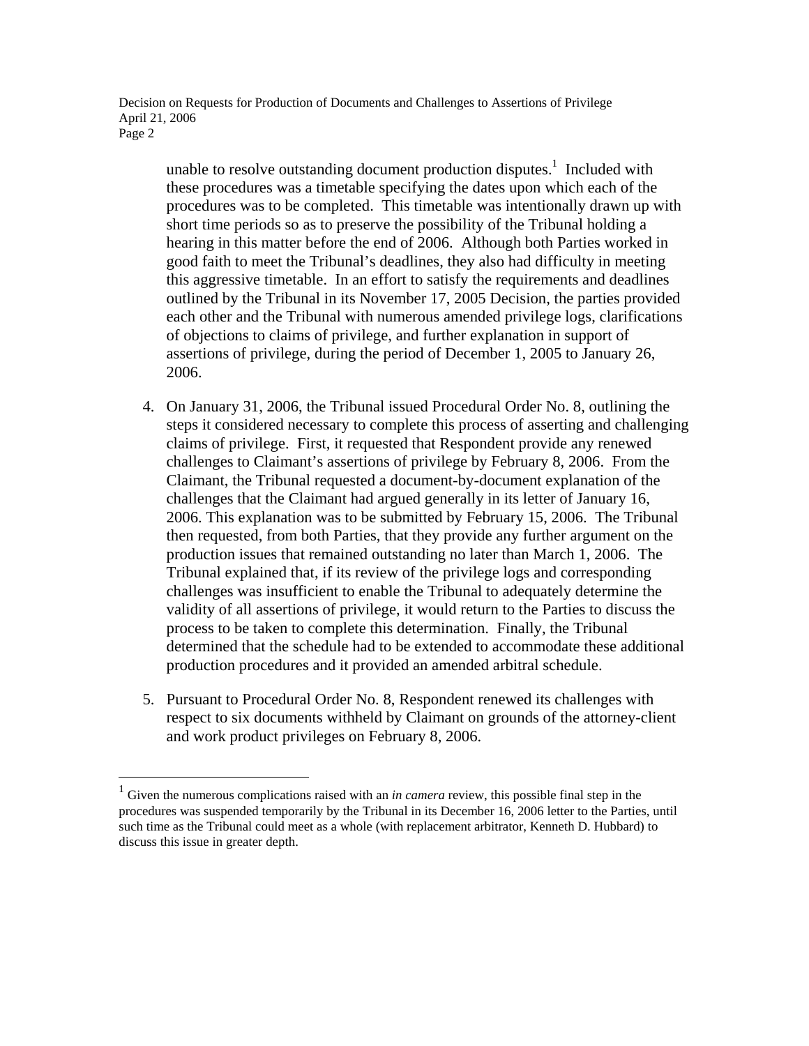unable to resolve outstanding document production disputes.[1] Included with these procedures was a timetable specifying the dates upon which each of the procedures was to be completed. This timetable was intentionally drawn up with short time periods so as to preserve the possibility of the Tribunal holding a hearing in this matter before the end of 2006. Although both Parties worked in good faith to meet the Tribunal's deadlines, they also had difficulty in meeting this aggressive timetable. In an effort to satisfy the requirements and deadlines outlined by the Tribunal in its November 17, 2005 Decision, the parties provided each other and the Tribunal with numerous amended privilege logs, clarifications of objections to claims of privilege, and further explanation in support of assertions of privilege, during the period of December 1, 2005 to January 26, 2006.

4. On January 31, 2006, the Tribunal issued Procedural Order No. 8, outlining the steps it considered necessary to complete this process of asserting and challenging claims of privilege. First, it requested that Respondent provide any renewed challenges to Claimant's assertions of privilege by February 8, 2006. From the Claimant, the Tribunal requested a document-by-document explanation of the challenges that the Claimant had argued generally in its letter of January 16, 2006. This explanation was to be submitted by February 15, 2006. The Tribunal then requested, from both Parties, that they provide any further argument on the production issues that remained outstanding no later than March 1, 2006. The Tribunal explained that, if its review of the privilege logs and corresponding challenges was insufficient to enable the Tribunal to adequately determine the validity of all assertions of privilege, it would return to the Parties to discuss the process to be taken to complete this determination. Finally, the Tribunal determined that the schedule had to be extended to accommodate these additional production procedures and it provided an amended arbitral schedule.

5. Pursuant to Procedural Order No. 8, Respondent renewed its challenges with respect to six documents withheld by Claimant on grounds of the attorney-client and work product privileges on February 8, 2006.

---

[1] Given the numerous complications raised with an *in camera* review, this possible final step in the procedures was suspended temporarily by the Tribunal in its December 16, 2006 letter to the Parties, until such time as the Tribunal could meet as a whole (with replacement arbitrator, Kenneth D. Hubbard) to discuss this issue in greater depth.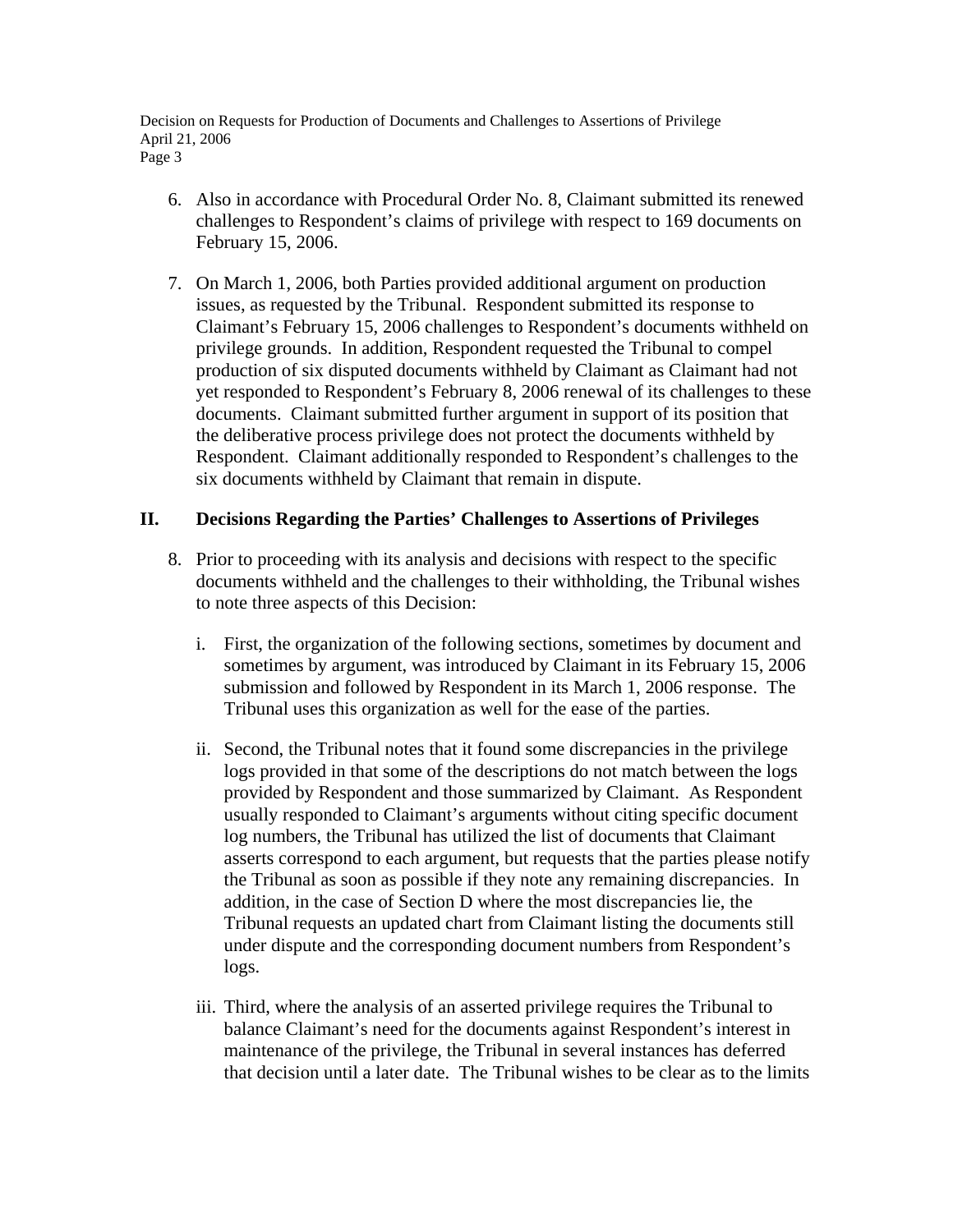6. Also in accordance with Procedural Order No. 8, Claimant submitted its renewed challenges to Respondent's claims of privilege with respect to 169 documents on February 15, 2006.

7. On March 1, 2006, both Parties provided additional argument on production issues, as requested by the Tribunal. Respondent submitted its response to Claimant's February 15, 2006 challenges to Respondent's documents withheld on privilege grounds. In addition, Respondent requested the Tribunal to compel production of six disputed documents withheld by Claimant as Claimant had not yet responded to Respondent's February 8, 2006 renewal of its challenges to these documents. Claimant submitted further argument in support of its position that the deliberative process privilege does not protect the documents withheld by Respondent. Claimant additionally responded to Respondent's challenges to the six documents withheld by Claimant that remain in dispute.

## II. Decisions Regarding the Parties' Challenges to Assertions of Privileges

8. Prior to proceeding with its analysis and decisions with respect to the specific documents withheld and the challenges to their withholding, the Tribunal wishes to note three aspects of this Decision:

   i. First, the organization of the following sections, sometimes by document and sometimes by argument, was introduced by Claimant in its February 15, 2006 submission and followed by Respondent in its March 1, 2006 response. The Tribunal uses this organization as well for the ease of the parties.

   ii. Second, the Tribunal notes that it found some discrepancies in the privilege logs provided in that some of the descriptions do not match between the logs provided by Respondent and those summarized by Claimant. As Respondent usually responded to Claimant's arguments without citing specific document log numbers, the Tribunal has utilized the list of documents that Claimant asserts correspond to each argument, but requests that the parties please notify the Tribunal as soon as possible if they note any remaining discrepancies. In addition, in the case of Section D where the most discrepancies lie, the Tribunal requests an updated chart from Claimant listing the documents still under dispute and the corresponding document numbers from Respondent's logs.

   iii. Third, where the analysis of an asserted privilege requires the Tribunal to balance Claimant's need for the documents against Respondent's interest in maintenance of the privilege, the Tribunal in several instances has deferred that decision until a later date. The Tribunal wishes to be clear as to the limits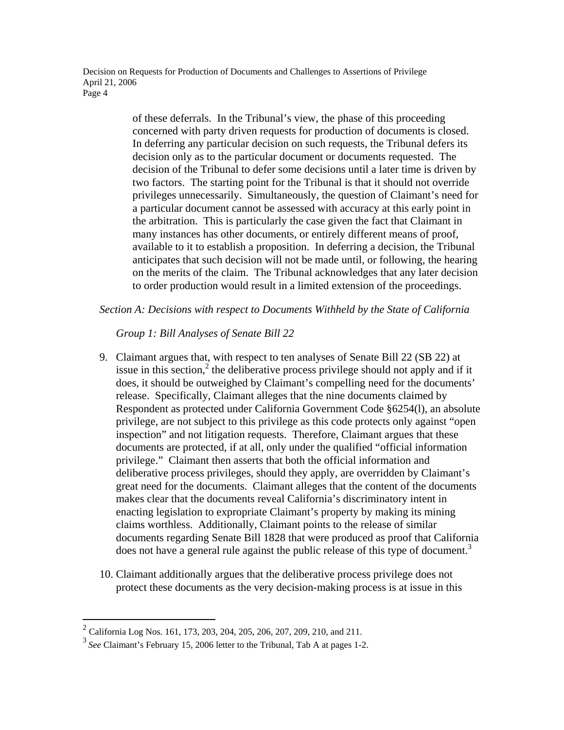of these deferrals. In the Tribunal's view, the phase of this proceeding concerned with party driven requests for production of documents is closed. In deferring any particular decision on such requests, the Tribunal defers its decision only as to the particular document or documents requested. The decision of the Tribunal to defer some decisions until a later time is driven by two factors. The starting point for the Tribunal is that it should not override privileges unnecessarily. Simultaneously, the question of Claimant's need for a particular document cannot be assessed with accuracy at this early point in the arbitration. This is particularly the case given the fact that Claimant in many instances has other documents, or entirely different means of proof, available to it to establish a proposition. In deferring a decision, the Tribunal anticipates that such decision will not be made until, or following, the hearing on the merits of the claim. The Tribunal acknowledges that any later decision to order production would result in a limited extension of the proceedings.

*Section A: Decisions with respect to Documents Withheld by the State of California*

*Group 1: Bill Analyses of Senate Bill 22*

9. Claimant argues that, with respect to ten analyses of Senate Bill 22 (SB 22) at issue in this section,[2] the deliberative process privilege should not apply and if it does, it should be outweighed by Claimant's compelling need for the documents' release. Specifically, Claimant alleges that the nine documents claimed by Respondent as protected under California Government Code §6254(l), an absolute privilege, are not subject to this privilege as this code protects only against "open inspection" and not litigation requests. Therefore, Claimant argues that these documents are protected, if at all, only under the qualified "official information privilege." Claimant then asserts that both the official information and deliberative process privileges, should they apply, are overridden by Claimant's great need for the documents. Claimant alleges that the content of the documents makes clear that the documents reveal California's discriminatory intent in enacting legislation to expropriate Claimant's property by making its mining claims worthless. Additionally, Claimant points to the release of similar documents regarding Senate Bill 1828 that were produced as proof that California does not have a general rule against the public release of this type of document.[3]

10. Claimant additionally argues that the deliberative process privilege does not protect these documents as the very decision-making process is at issue in this

[2] California Log Nos. 161, 173, 203, 204, 205, 206, 207, 209, 210, and 211.

[3] *See* Claimant's February 15, 2006 letter to the Tribunal, Tab A at pages 1-2.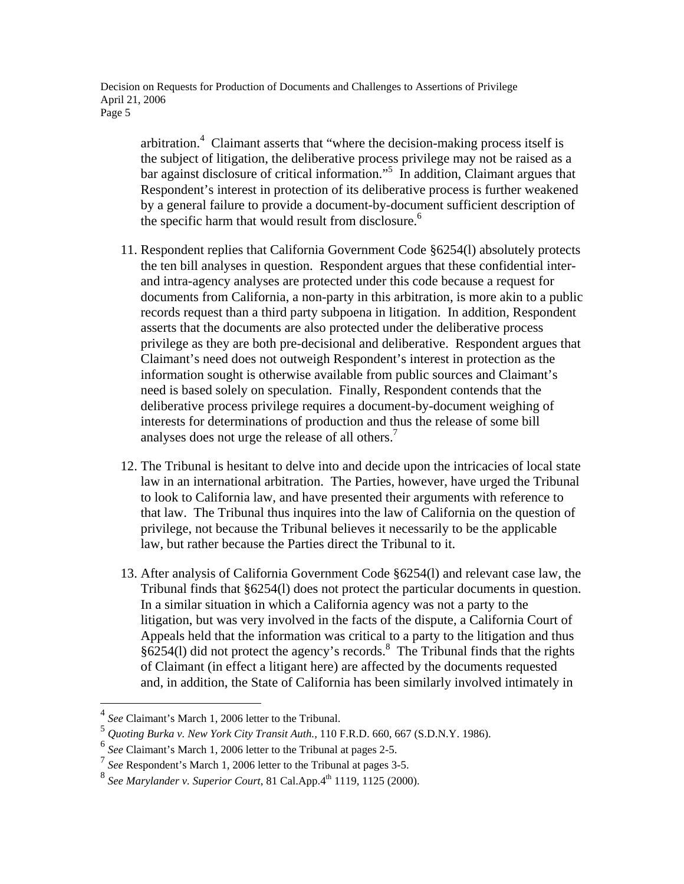arbitration.[4] Claimant asserts that "where the decision-making process itself is the subject of litigation, the deliberative process privilege may not be raised as a bar against disclosure of critical information."[5] In addition, Claimant argues that Respondent's interest in protection of its deliberative process is further weakened by a general failure to provide a document-by-document sufficient description of the specific harm that would result from disclosure.[6]

11. Respondent replies that California Government Code §6254(l) absolutely protects the ten bill analyses in question. Respondent argues that these confidential inter- and intra-agency analyses are protected under this code because a request for documents from California, a non-party in this arbitration, is more akin to a public records request than a third party subpoena in litigation. In addition, Respondent asserts that the documents are also protected under the deliberative process privilege as they are both pre-decisional and deliberative. Respondent argues that Claimant's need does not outweigh Respondent's interest in protection as the information sought is otherwise available from public sources and Claimant's need is based solely on speculation. Finally, Respondent contends that the deliberative process privilege requires a document-by-document weighing of interests for determinations of production and thus the release of some bill analyses does not urge the release of all others.[7]

12. The Tribunal is hesitant to delve into and decide upon the intricacies of local state law in an international arbitration. The Parties, however, have urged the Tribunal to look to California law, and have presented their arguments with reference to that law. The Tribunal thus inquires into the law of California on the question of privilege, not because the Tribunal believes it necessarily to be the applicable law, but rather because the Parties direct the Tribunal to it.

13. After analysis of California Government Code §6254(l) and relevant case law, the Tribunal finds that §6254(l) does not protect the particular documents in question. In a similar situation in which a California agency was not a party to the litigation, but was very involved in the facts of the dispute, a California Court of Appeals held that the information was critical to a party to the litigation and thus §6254(l) did not protect the agency's records.[8] The Tribunal finds that the rights of Claimant (in effect a litigant here) are affected by the documents requested and, in addition, the State of California has been similarly involved intimately in

---

[4] *See* Claimant's March 1, 2006 letter to the Tribunal.

[5] *Quoting Burka v. New York City Transit Auth.*, 110 F.R.D. 660, 667 (S.D.N.Y. 1986).

[6] *See* Claimant's March 1, 2006 letter to the Tribunal at pages 2-5.

[7] *See* Respondent's March 1, 2006 letter to the Tribunal at pages 3-5.

[8] *See Marylander v. Superior Court*, 81 Cal.App.4th 1119, 1125 (2000).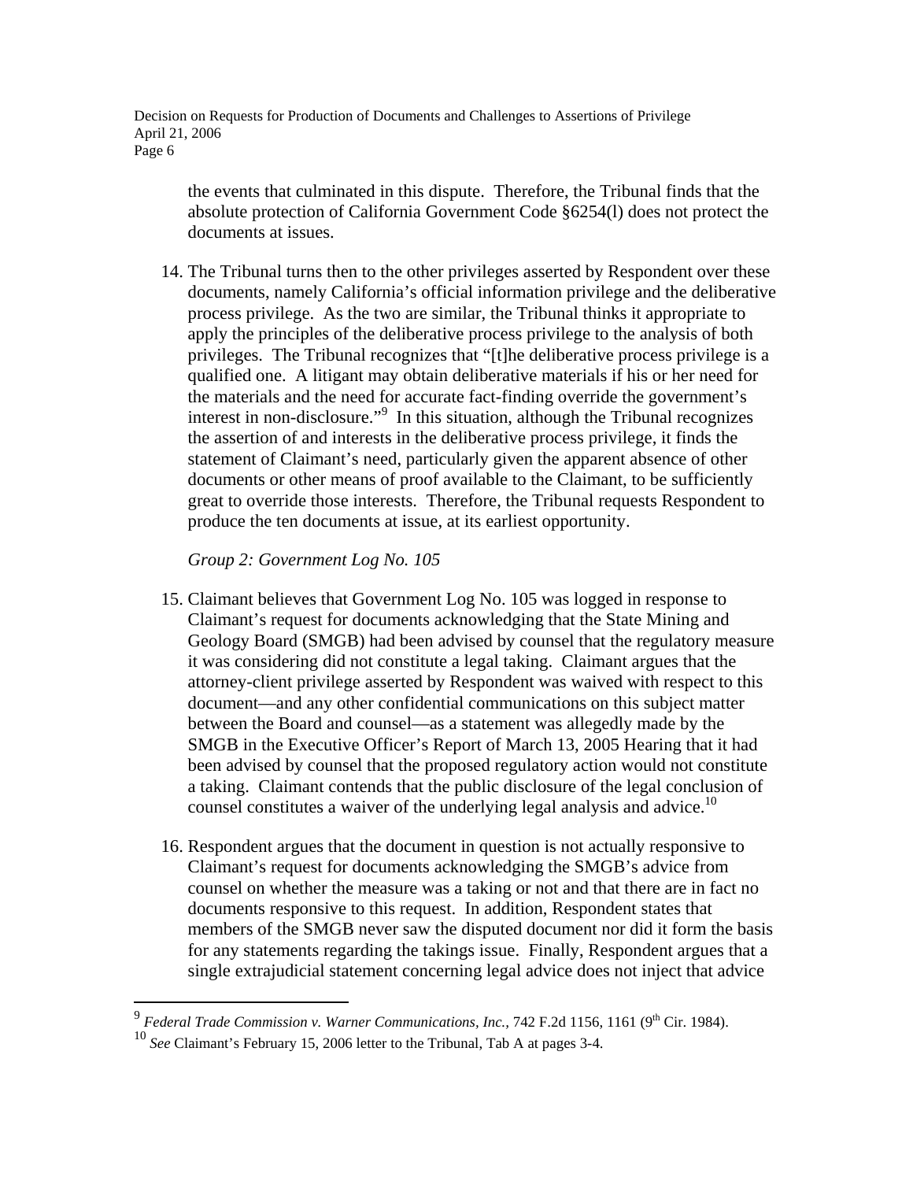the events that culminated in this dispute. Therefore, the Tribunal finds that the absolute protection of California Government Code §6254(l) does not protect the documents at issues.

14. The Tribunal turns then to the other privileges asserted by Respondent over these documents, namely California's official information privilege and the deliberative process privilege. As the two are similar, the Tribunal thinks it appropriate to apply the principles of the deliberative process privilege to the analysis of both privileges. The Tribunal recognizes that "[t]he deliberative process privilege is a qualified one. A litigant may obtain deliberative materials if his or her need for the materials and the need for accurate fact-finding override the government's interest in non-disclosure."[9] In this situation, although the Tribunal recognizes the assertion of and interests in the deliberative process privilege, it finds the statement of Claimant's need, particularly given the apparent absence of other documents or other means of proof available to the Claimant, to be sufficiently great to override those interests. Therefore, the Tribunal requests Respondent to produce the ten documents at issue, at its earliest opportunity.

*Group 2: Government Log No. 105*

15. Claimant believes that Government Log No. 105 was logged in response to Claimant's request for documents acknowledging that the State Mining and Geology Board (SMGB) had been advised by counsel that the regulatory measure it was considering did not constitute a legal taking. Claimant argues that the attorney-client privilege asserted by Respondent was waived with respect to this document—and any other confidential communications on this subject matter between the Board and counsel—as a statement was allegedly made by the SMGB in the Executive Officer's Report of March 13, 2005 Hearing that it had been advised by counsel that the proposed regulatory action would not constitute a taking. Claimant contends that the public disclosure of the legal conclusion of counsel constitutes a waiver of the underlying legal analysis and advice.[10]

16. Respondent argues that the document in question is not actually responsive to Claimant's request for documents acknowledging the SMGB's advice from counsel on whether the measure was a taking or not and that there are in fact no documents responsive to this request. In addition, Respondent states that members of the SMGB never saw the disputed document nor did it form the basis for any statements regarding the takings issue. Finally, Respondent argues that a single extrajudicial statement concerning legal advice does not inject that advice

---

[9] *Federal Trade Commission v. Warner Communications, Inc.*, 742 F.2d 1156, 1161 (9th Cir. 1984).

[10] *See* Claimant's February 15, 2006 letter to the Tribunal, Tab A at pages 3-4.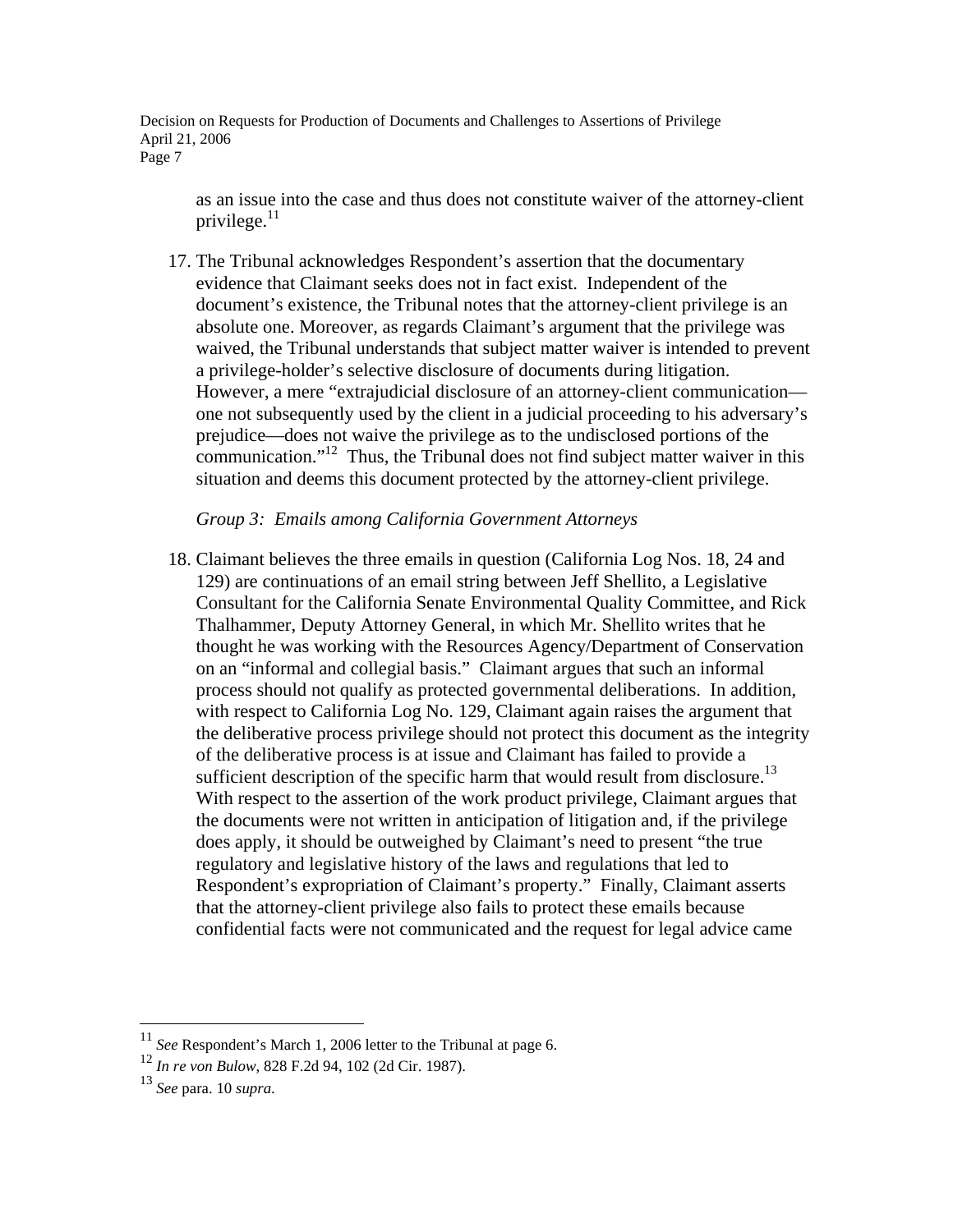as an issue into the case and thus does not constitute waiver of the attorney-client privilege.[11]

17. The Tribunal acknowledges Respondent's assertion that the documentary evidence that Claimant seeks does not in fact exist. Independent of the document's existence, the Tribunal notes that the attorney-client privilege is an absolute one. Moreover, as regards Claimant's argument that the privilege was waived, the Tribunal understands that subject matter waiver is intended to prevent a privilege-holder's selective disclosure of documents during litigation. However, a mere "extrajudicial disclosure of an attorney-client communication—one not subsequently used by the client in a judicial proceeding to his adversary's prejudice—does not waive the privilege as to the undisclosed portions of the communication."[12] Thus, the Tribunal does not find subject matter waiver in this situation and deems this document protected by the attorney-client privilege.

*Group 3: Emails among California Government Attorneys*

18. Claimant believes the three emails in question (California Log Nos. 18, 24 and 129) are continuations of an email string between Jeff Shellito, a Legislative Consultant for the California Senate Environmental Quality Committee, and Rick Thalhammer, Deputy Attorney General, in which Mr. Shellito writes that he thought he was working with the Resources Agency/Department of Conservation on an "informal and collegial basis." Claimant argues that such an informal process should not qualify as protected governmental deliberations. In addition, with respect to California Log No. 129, Claimant again raises the argument that the deliberative process privilege should not protect this document as the integrity of the deliberative process is at issue and Claimant has failed to provide a sufficient description of the specific harm that would result from disclosure.[13] With respect to the assertion of the work product privilege, Claimant argues that the documents were not written in anticipation of litigation and, if the privilege does apply, it should be outweighed by Claimant's need to present "the true regulatory and legislative history of the laws and regulations that led to Respondent's expropriation of Claimant's property." Finally, Claimant asserts that the attorney-client privilege also fails to protect these emails because confidential facts were not communicated and the request for legal advice came

---

[11] *See* Respondent's March 1, 2006 letter to the Tribunal at page 6.

[12] *In re von Bulow*, 828 F.2d 94, 102 (2d Cir. 1987).

[13] *See* para. 10 *supra*.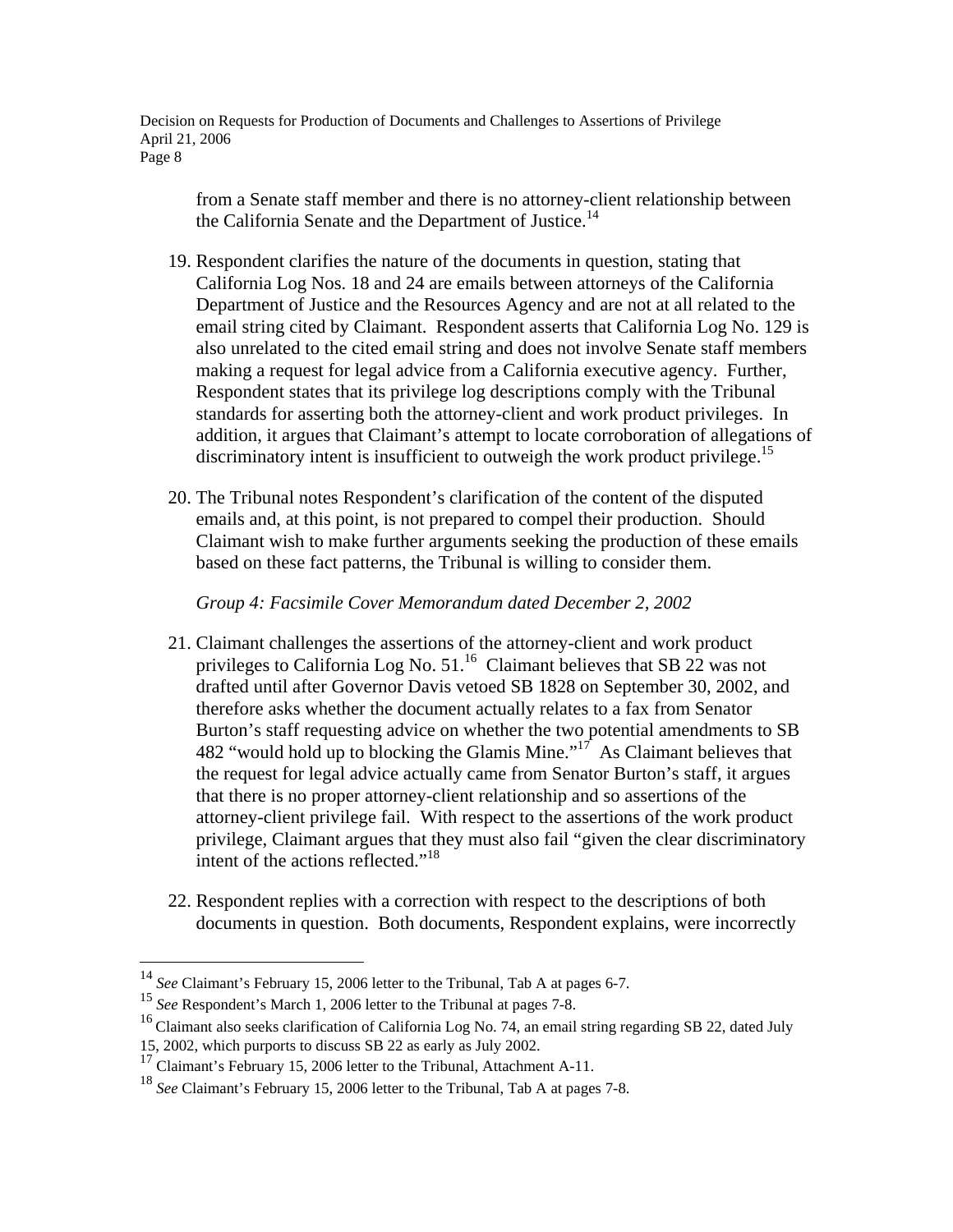from a Senate staff member and there is no attorney-client relationship between the California Senate and the Department of Justice.[14]

19. Respondent clarifies the nature of the documents in question, stating that California Log Nos. 18 and 24 are emails between attorneys of the California Department of Justice and the Resources Agency and are not at all related to the email string cited by Claimant. Respondent asserts that California Log No. 129 is also unrelated to the cited email string and does not involve Senate staff members making a request for legal advice from a California executive agency. Further, Respondent states that its privilege log descriptions comply with the Tribunal standards for asserting both the attorney-client and work product privileges. In addition, it argues that Claimant's attempt to locate corroboration of allegations of discriminatory intent is insufficient to outweigh the work product privilege.[15]

20. The Tribunal notes Respondent's clarification of the content of the disputed emails and, at this point, is not prepared to compel their production. Should Claimant wish to make further arguments seeking the production of these emails based on these fact patterns, the Tribunal is willing to consider them.

*Group 4: Facsimile Cover Memorandum dated December 2, 2002*

21. Claimant challenges the assertions of the attorney-client and work product privileges to California Log No. 51.[16] Claimant believes that SB 22 was not drafted until after Governor Davis vetoed SB 1828 on September 30, 2002, and therefore asks whether the document actually relates to a fax from Senator Burton's staff requesting advice on whether the two potential amendments to SB 482 "would hold up to blocking the Glamis Mine."[17] As Claimant believes that the request for legal advice actually came from Senator Burton's staff, it argues that there is no proper attorney-client relationship and so assertions of the attorney-client privilege fail. With respect to the assertions of the work product privilege, Claimant argues that they must also fail "given the clear discriminatory intent of the actions reflected."[18]

22. Respondent replies with a correction with respect to the descriptions of both documents in question. Both documents, Respondent explains, were incorrectly

---

[14] *See* Claimant's February 15, 2006 letter to the Tribunal, Tab A at pages 6-7.

[15] *See* Respondent's March 1, 2006 letter to the Tribunal at pages 7-8.

[16] Claimant also seeks clarification of California Log No. 74, an email string regarding SB 22, dated July 15, 2002, which purports to discuss SB 22 as early as July 2002.

[17] Claimant's February 15, 2006 letter to the Tribunal, Attachment A-11.

[18] *See* Claimant's February 15, 2006 letter to the Tribunal, Tab A at pages 7-8.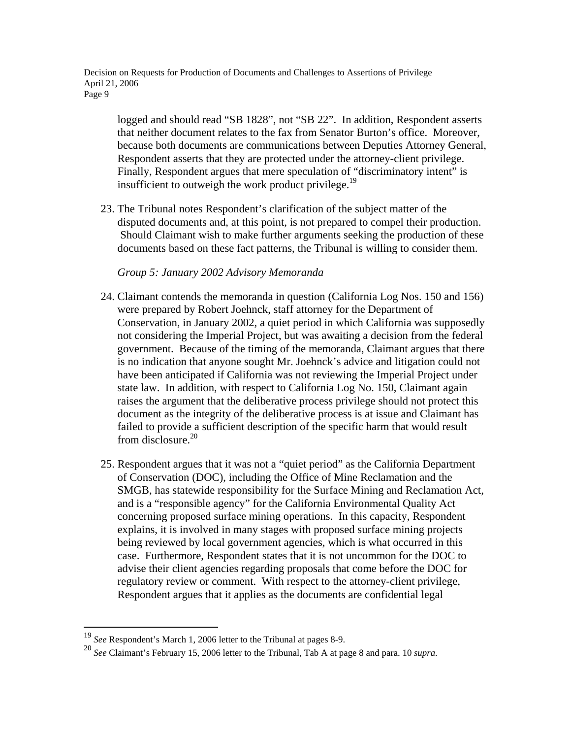logged and should read "SB 1828", not "SB 22". In addition, Respondent asserts that neither document relates to the fax from Senator Burton's office. Moreover, because both documents are communications between Deputies Attorney General, Respondent asserts that they are protected under the attorney-client privilege. Finally, Respondent argues that mere speculation of "discriminatory intent" is insufficient to outweigh the work product privilege.[19]

23. The Tribunal notes Respondent's clarification of the subject matter of the disputed documents and, at this point, is not prepared to compel their production. Should Claimant wish to make further arguments seeking the production of these documents based on these fact patterns, the Tribunal is willing to consider them.

*Group 5: January 2002 Advisory Memoranda*

24. Claimant contends the memoranda in question (California Log Nos. 150 and 156) were prepared by Robert Joehnck, staff attorney for the Department of Conservation, in January 2002, a quiet period in which California was supposedly not considering the Imperial Project, but was awaiting a decision from the federal government. Because of the timing of the memoranda, Claimant argues that there is no indication that anyone sought Mr. Joehnck's advice and litigation could not have been anticipated if California was not reviewing the Imperial Project under state law. In addition, with respect to California Log No. 150, Claimant again raises the argument that the deliberative process privilege should not protect this document as the integrity of the deliberative process is at issue and Claimant has failed to provide a sufficient description of the specific harm that would result from disclosure.[20]

25. Respondent argues that it was not a "quiet period" as the California Department of Conservation (DOC), including the Office of Mine Reclamation and the SMGB, has statewide responsibility for the Surface Mining and Reclamation Act, and is a "responsible agency" for the California Environmental Quality Act concerning proposed surface mining operations. In this capacity, Respondent explains, it is involved in many stages with proposed surface mining projects being reviewed by local government agencies, which is what occurred in this case. Furthermore, Respondent states that it is not uncommon for the DOC to advise their client agencies regarding proposals that come before the DOC for regulatory review or comment. With respect to the attorney-client privilege, Respondent argues that it applies as the documents are confidential legal

---

[19] *See* Respondent's March 1, 2006 letter to the Tribunal at pages 8-9.

[20] *See* Claimant's February 15, 2006 letter to the Tribunal, Tab A at page 8 and para. 10 *supra*.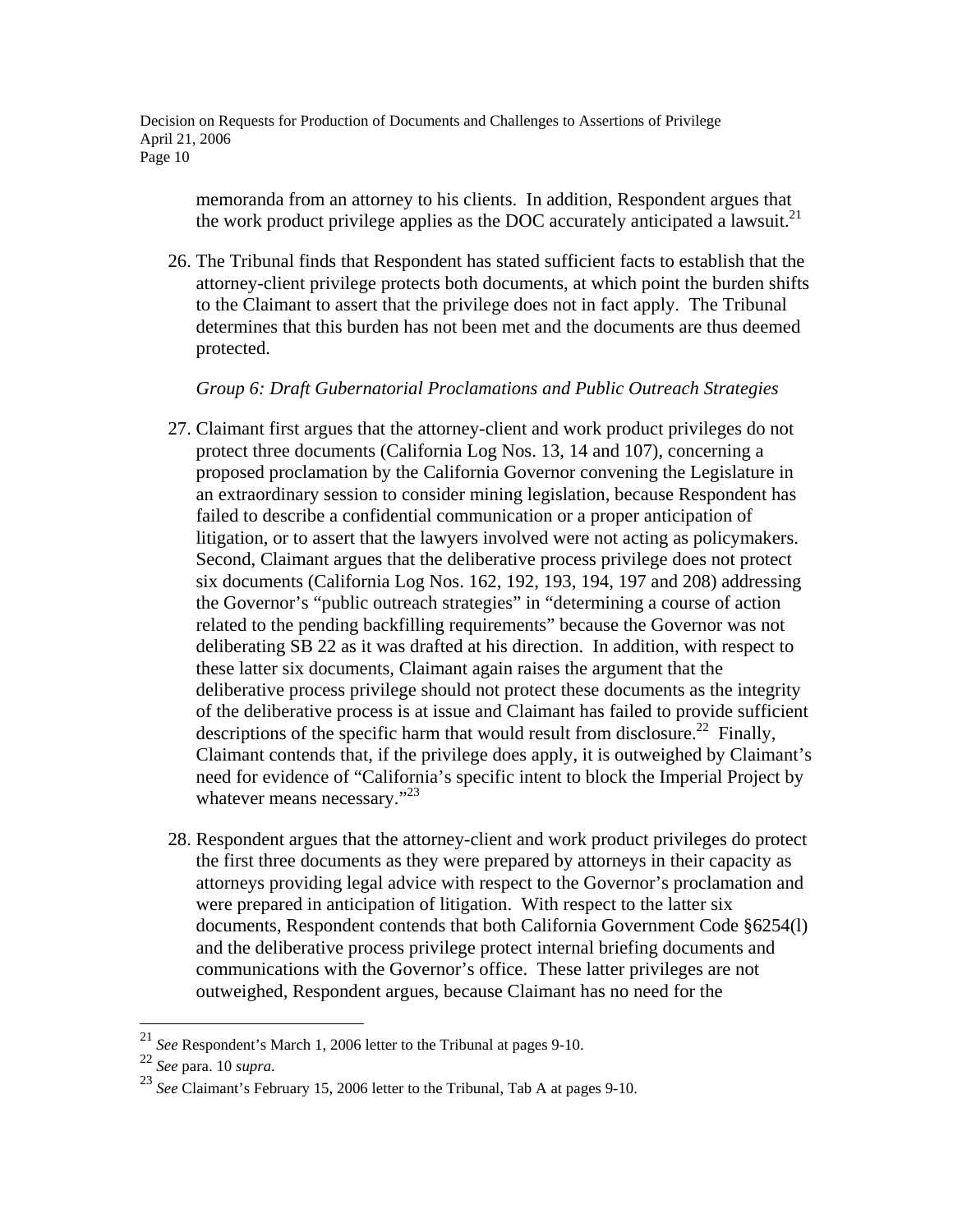memoranda from an attorney to his clients. In addition, Respondent argues that the work product privilege applies as the DOC accurately anticipated a lawsuit.[21]

26. The Tribunal finds that Respondent has stated sufficient facts to establish that the attorney-client privilege protects both documents, at which point the burden shifts to the Claimant to assert that the privilege does not in fact apply. The Tribunal determines that this burden has not been met and the documents are thus deemed protected.

*Group 6: Draft Gubernatorial Proclamations and Public Outreach Strategies*

27. Claimant first argues that the attorney-client and work product privileges do not protect three documents (California Log Nos. 13, 14 and 107), concerning a proposed proclamation by the California Governor convening the Legislature in an extraordinary session to consider mining legislation, because Respondent has failed to describe a confidential communication or a proper anticipation of litigation, or to assert that the lawyers involved were not acting as policymakers. Second, Claimant argues that the deliberative process privilege does not protect six documents (California Log Nos. 162, 192, 193, 194, 197 and 208) addressing the Governor's "public outreach strategies" in "determining a course of action related to the pending backfilling requirements" because the Governor was not deliberating SB 22 as it was drafted at his direction. In addition, with respect to these latter six documents, Claimant again raises the argument that the deliberative process privilege should not protect these documents as the integrity of the deliberative process is at issue and Claimant has failed to provide sufficient descriptions of the specific harm that would result from disclosure.[22] Finally, Claimant contends that, if the privilege does apply, it is outweighed by Claimant's need for evidence of "California's specific intent to block the Imperial Project by whatever means necessary."[23]

28. Respondent argues that the attorney-client and work product privileges do protect the first three documents as they were prepared by attorneys in their capacity as attorneys providing legal advice with respect to the Governor's proclamation and were prepared in anticipation of litigation. With respect to the latter six documents, Respondent contends that both California Government Code §6254(l) and the deliberative process privilege protect internal briefing documents and communications with the Governor's office. These latter privileges are not outweighed, Respondent argues, because Claimant has no need for the

---

[21] *See* Respondent's March 1, 2006 letter to the Tribunal at pages 9-10.

[22] *See* para. 10 *supra*.

[23] *See* Claimant's February 15, 2006 letter to the Tribunal, Tab A at pages 9-10.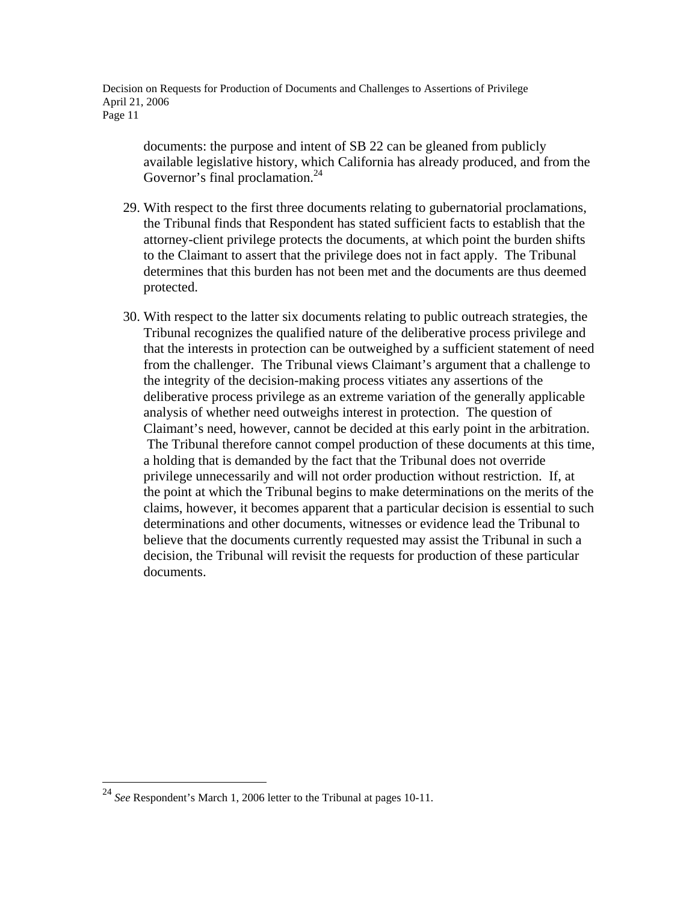documents: the purpose and intent of SB 22 can be gleaned from publicly available legislative history, which California has already produced, and from the Governor's final proclamation.[24]

29. With respect to the first three documents relating to gubernatorial proclamations, the Tribunal finds that Respondent has stated sufficient facts to establish that the attorney-client privilege protects the documents, at which point the burden shifts to the Claimant to assert that the privilege does not in fact apply. The Tribunal determines that this burden has not been met and the documents are thus deemed protected.

30. With respect to the latter six documents relating to public outreach strategies, the Tribunal recognizes the qualified nature of the deliberative process privilege and that the interests in protection can be outweighed by a sufficient statement of need from the challenger. The Tribunal views Claimant's argument that a challenge to the integrity of the decision-making process vitiates any assertions of the deliberative process privilege as an extreme variation of the generally applicable analysis of whether need outweighs interest in protection. The question of Claimant's need, however, cannot be decided at this early point in the arbitration. The Tribunal therefore cannot compel production of these documents at this time, a holding that is demanded by the fact that the Tribunal does not override privilege unnecessarily and will not order production without restriction. If, at the point at which the Tribunal begins to make determinations on the merits of the claims, however, it becomes apparent that a particular decision is essential to such determinations and other documents, witnesses or evidence lead the Tribunal to believe that the documents currently requested may assist the Tribunal in such a decision, the Tribunal will revisit the requests for production of these particular documents.

[24] *See* Respondent's March 1, 2006 letter to the Tribunal at pages 10-11.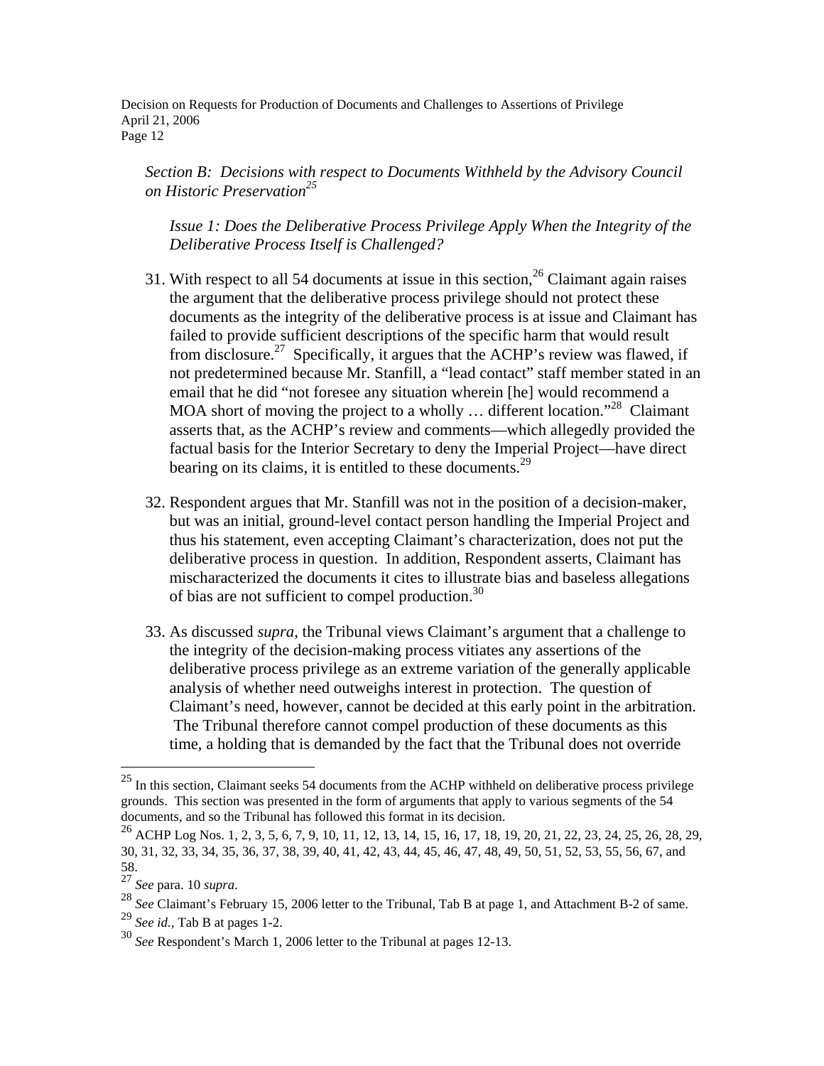*Section B: Decisions with respect to Documents Withheld by the Advisory Council on Historic Preservation*[25]

*Issue 1: Does the Deliberative Process Privilege Apply When the Integrity of the Deliberative Process Itself is Challenged?*

31. With respect to all 54 documents at issue in this section,[26] Claimant again raises the argument that the deliberative process privilege should not protect these documents as the integrity of the deliberative process is at issue and Claimant has failed to provide sufficient descriptions of the specific harm that would result from disclosure.[27] Specifically, it argues that the ACHP's review was flawed, if not predetermined because Mr. Stanfill, a "lead contact" staff member stated in an email that he did "not foresee any situation wherein [he] would recommend a MOA short of moving the project to a wholly … different location."[28] Claimant asserts that, as the ACHP's review and comments—which allegedly provided the factual basis for the Interior Secretary to deny the Imperial Project—have direct bearing on its claims, it is entitled to these documents.[29]

32. Respondent argues that Mr. Stanfill was not in the position of a decision-maker, but was an initial, ground-level contact person handling the Imperial Project and thus his statement, even accepting Claimant's characterization, does not put the deliberative process in question. In addition, Respondent asserts, Claimant has mischaracterized the documents it cites to illustrate bias and baseless allegations of bias are not sufficient to compel production.[30]

33. As discussed *supra*, the Tribunal views Claimant's argument that a challenge to the integrity of the decision-making process vitiates any assertions of the deliberative process privilege as an extreme variation of the generally applicable analysis of whether need outweighs interest in protection. The question of Claimant's need, however, cannot be decided at this early point in the arbitration. The Tribunal therefore cannot compel production of these documents as this time, a holding that is demanded by the fact that the Tribunal does not override

---

[25] In this section, Claimant seeks 54 documents from the ACHP withheld on deliberative process privilege grounds. This section was presented in the form of arguments that apply to various segments of the 54 documents, and so the Tribunal has followed this format in its decision.

[26] ACHP Log Nos. 1, 2, 3, 5, 6, 7, 9, 10, 11, 12, 13, 14, 15, 16, 17, 18, 19, 20, 21, 22, 23, 24, 25, 26, 28, 29, 30, 31, 32, 33, 34, 35, 36, 37, 38, 39, 40, 41, 42, 43, 44, 45, 46, 47, 48, 49, 50, 51, 52, 53, 55, 56, 67, and 58.

[27] *See* para. 10 *supra*.

[28] *See* Claimant's February 15, 2006 letter to the Tribunal, Tab B at page 1, and Attachment B-2 of same.

[29] *See id.*, Tab B at pages 1-2.

[30] *See* Respondent's March 1, 2006 letter to the Tribunal at pages 12-13.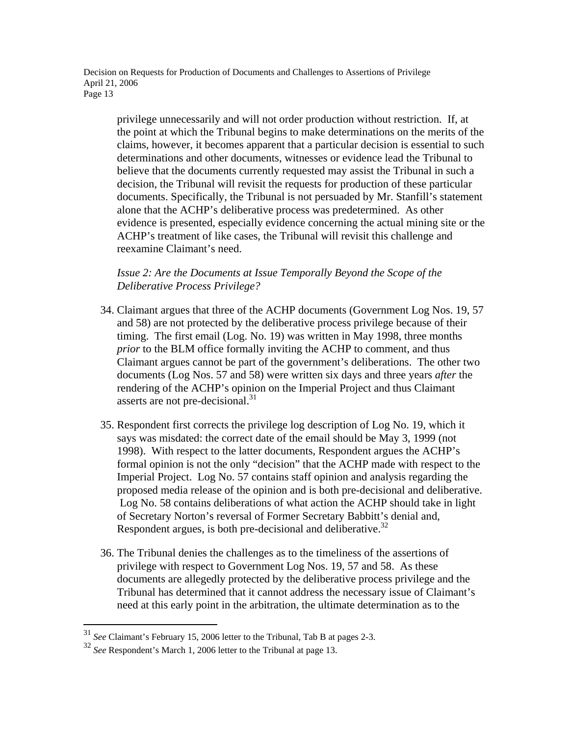privilege unnecessarily and will not order production without restriction. If, at the point at which the Tribunal begins to make determinations on the merits of the claims, however, it becomes apparent that a particular decision is essential to such determinations and other documents, witnesses or evidence lead the Tribunal to believe that the documents currently requested may assist the Tribunal in such a decision, the Tribunal will revisit the requests for production of these particular documents. Specifically, the Tribunal is not persuaded by Mr. Stanfill's statement alone that the ACHP's deliberative process was predetermined. As other evidence is presented, especially evidence concerning the actual mining site or the ACHP's treatment of like cases, the Tribunal will revisit this challenge and reexamine Claimant's need.

*Issue 2: Are the Documents at Issue Temporally Beyond the Scope of the Deliberative Process Privilege?*

34. Claimant argues that three of the ACHP documents (Government Log Nos. 19, 57 and 58) are not protected by the deliberative process privilege because of their timing. The first email (Log. No. 19) was written in May 1998, three months *prior* to the BLM office formally inviting the ACHP to comment, and thus Claimant argues cannot be part of the government's deliberations. The other two documents (Log Nos. 57 and 58) were written six days and three years *after* the rendering of the ACHP's opinion on the Imperial Project and thus Claimant asserts are not pre-decisional.[31]

35. Respondent first corrects the privilege log description of Log No. 19, which it says was misdated: the correct date of the email should be May 3, 1999 (not 1998). With respect to the latter documents, Respondent argues the ACHP's formal opinion is not the only "decision" that the ACHP made with respect to the Imperial Project. Log No. 57 contains staff opinion and analysis regarding the proposed media release of the opinion and is both pre-decisional and deliberative. Log No. 58 contains deliberations of what action the ACHP should take in light of Secretary Norton's reversal of Former Secretary Babbitt's denial and, Respondent argues, is both pre-decisional and deliberative.[32]

36. The Tribunal denies the challenges as to the timeliness of the assertions of privilege with respect to Government Log Nos. 19, 57 and 58. As these documents are allegedly protected by the deliberative process privilege and the Tribunal has determined that it cannot address the necessary issue of Claimant's need at this early point in the arbitration, the ultimate determination as to the

---

[31] *See* Claimant's February 15, 2006 letter to the Tribunal, Tab B at pages 2-3.

[32] *See* Respondent's March 1, 2006 letter to the Tribunal at page 13.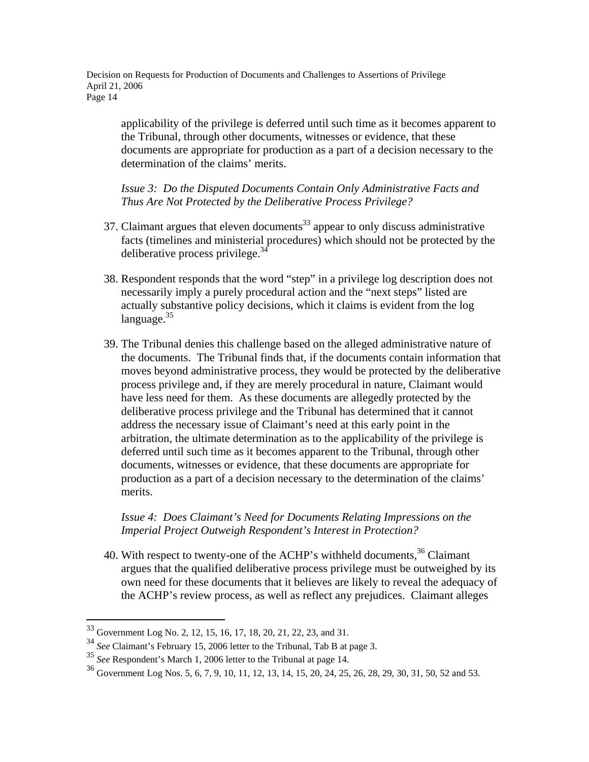applicability of the privilege is deferred until such time as it becomes apparent to the Tribunal, through other documents, witnesses or evidence, that these documents are appropriate for production as a part of a decision necessary to the determination of the claims' merits.

*Issue 3: Do the Disputed Documents Contain Only Administrative Facts and Thus Are Not Protected by the Deliberative Process Privilege?*

37. Claimant argues that eleven documents[33] appear to only discuss administrative facts (timelines and ministerial procedures) which should not be protected by the deliberative process privilege.[34]

38. Respondent responds that the word "step" in a privilege log description does not necessarily imply a purely procedural action and the "next steps" listed are actually substantive policy decisions, which it claims is evident from the log language.[35]

39. The Tribunal denies this challenge based on the alleged administrative nature of the documents. The Tribunal finds that, if the documents contain information that moves beyond administrative process, they would be protected by the deliberative process privilege and, if they are merely procedural in nature, Claimant would have less need for them. As these documents are allegedly protected by the deliberative process privilege and the Tribunal has determined that it cannot address the necessary issue of Claimant's need at this early point in the arbitration, the ultimate determination as to the applicability of the privilege is deferred until such time as it becomes apparent to the Tribunal, through other documents, witnesses or evidence, that these documents are appropriate for production as a part of a decision necessary to the determination of the claims' merits.

*Issue 4: Does Claimant's Need for Documents Relating Impressions on the Imperial Project Outweigh Respondent's Interest in Protection?*

40. With respect to twenty-one of the ACHP's withheld documents,[36] Claimant argues that the qualified deliberative process privilege must be outweighed by its own need for these documents that it believes are likely to reveal the adequacy of the ACHP's review process, as well as reflect any prejudices. Claimant alleges

---

[33] Government Log No. 2, 12, 15, 16, 17, 18, 20, 21, 22, 23, and 31.

[34] *See* Claimant's February 15, 2006 letter to the Tribunal, Tab B at page 3.

[35] *See* Respondent's March 1, 2006 letter to the Tribunal at page 14.

[36] Government Log Nos. 5, 6, 7, 9, 10, 11, 12, 13, 14, 15, 20, 24, 25, 26, 28, 29, 30, 31, 50, 52 and 53.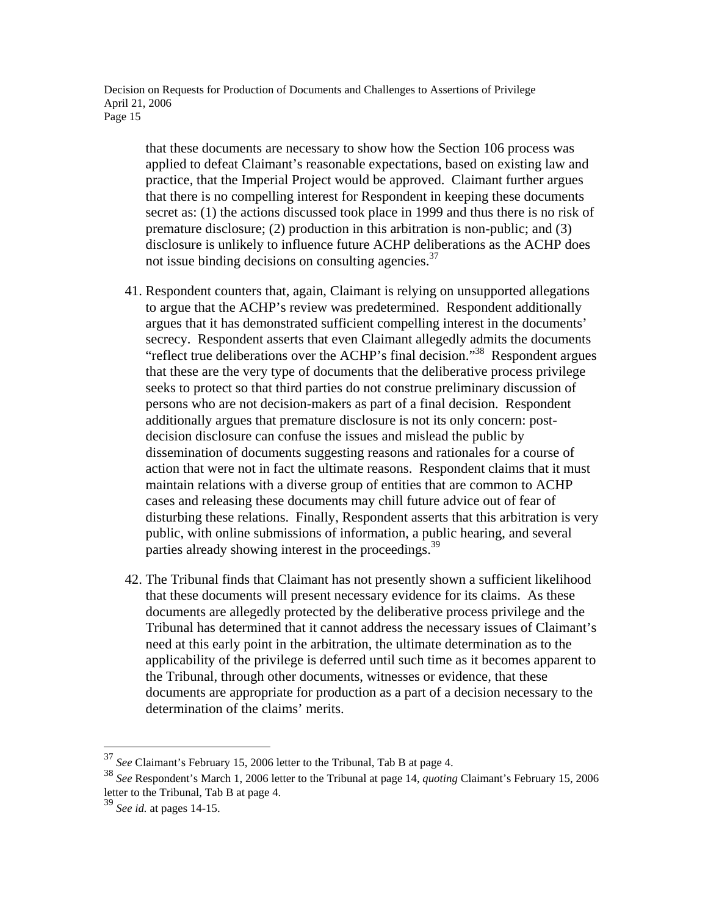that these documents are necessary to show how the Section 106 process was applied to defeat Claimant's reasonable expectations, based on existing law and practice, that the Imperial Project would be approved. Claimant further argues that there is no compelling interest for Respondent in keeping these documents secret as: (1) the actions discussed took place in 1999 and thus there is no risk of premature disclosure; (2) production in this arbitration is non-public; and (3) disclosure is unlikely to influence future ACHP deliberations as the ACHP does not issue binding decisions on consulting agencies.[37]

41. Respondent counters that, again, Claimant is relying on unsupported allegations to argue that the ACHP's review was predetermined. Respondent additionally argues that it has demonstrated sufficient compelling interest in the documents' secrecy. Respondent asserts that even Claimant allegedly admits the documents "reflect true deliberations over the ACHP's final decision."[38] Respondent argues that these are the very type of documents that the deliberative process privilege seeks to protect so that third parties do not construe preliminary discussion of persons who are not decision-makers as part of a final decision. Respondent additionally argues that premature disclosure is not its only concern: post-decision disclosure can confuse the issues and mislead the public by dissemination of documents suggesting reasons and rationales for a course of action that were not in fact the ultimate reasons. Respondent claims that it must maintain relations with a diverse group of entities that are common to ACHP cases and releasing these documents may chill future advice out of fear of disturbing these relations. Finally, Respondent asserts that this arbitration is very public, with online submissions of information, a public hearing, and several parties already showing interest in the proceedings.[39]

42. The Tribunal finds that Claimant has not presently shown a sufficient likelihood that these documents will present necessary evidence for its claims. As these documents are allegedly protected by the deliberative process privilege and the Tribunal has determined that it cannot address the necessary issues of Claimant's need at this early point in the arbitration, the ultimate determination as to the applicability of the privilege is deferred until such time as it becomes apparent to the Tribunal, through other documents, witnesses or evidence, that these documents are appropriate for production as a part of a decision necessary to the determination of the claims' merits.

---

[37] *See* Claimant's February 15, 2006 letter to the Tribunal, Tab B at page 4.

[38] *See* Respondent's March 1, 2006 letter to the Tribunal at page 14, *quoting* Claimant's February 15, 2006 letter to the Tribunal, Tab B at page 4.

[39] *See id.* at pages 14-15.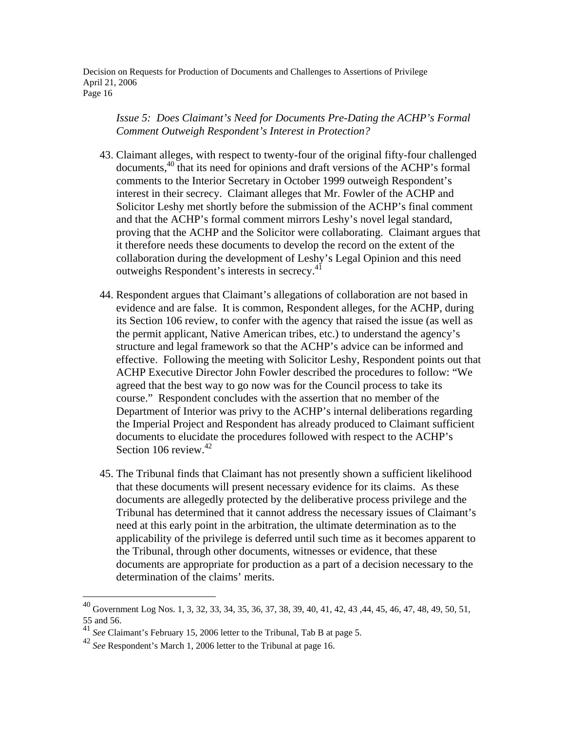*Issue 5: Does Claimant's Need for Documents Pre-Dating the ACHP's Formal Comment Outweigh Respondent's Interest in Protection?*

43. Claimant alleges, with respect to twenty-four of the original fifty-four challenged documents,[40] that its need for opinions and draft versions of the ACHP's formal comments to the Interior Secretary in October 1999 outweigh Respondent's interest in their secrecy. Claimant alleges that Mr. Fowler of the ACHP and Solicitor Leshy met shortly before the submission of the ACHP's final comment and that the ACHP's formal comment mirrors Leshy's novel legal standard, proving that the ACHP and the Solicitor were collaborating. Claimant argues that it therefore needs these documents to develop the record on the extent of the collaboration during the development of Leshy's Legal Opinion and this need outweighs Respondent's interests in secrecy.[41]

44. Respondent argues that Claimant's allegations of collaboration are not based in evidence and are false. It is common, Respondent alleges, for the ACHP, during its Section 106 review, to confer with the agency that raised the issue (as well as the permit applicant, Native American tribes, etc.) to understand the agency's structure and legal framework so that the ACHP's advice can be informed and effective. Following the meeting with Solicitor Leshy, Respondent points out that ACHP Executive Director John Fowler described the procedures to follow: "We agreed that the best way to go now was for the Council process to take its course." Respondent concludes with the assertion that no member of the Department of Interior was privy to the ACHP's internal deliberations regarding the Imperial Project and Respondent has already produced to Claimant sufficient documents to elucidate the procedures followed with respect to the ACHP's Section 106 review.[42]

45. The Tribunal finds that Claimant has not presently shown a sufficient likelihood that these documents will present necessary evidence for its claims. As these documents are allegedly protected by the deliberative process privilege and the Tribunal has determined that it cannot address the necessary issues of Claimant's need at this early point in the arbitration, the ultimate determination as to the applicability of the privilege is deferred until such time as it becomes apparent to the Tribunal, through other documents, witnesses or evidence, that these documents are appropriate for production as a part of a decision necessary to the determination of the claims' merits.

---

[40] Government Log Nos. 1, 3, 32, 33, 34, 35, 36, 37, 38, 39, 40, 41, 42, 43 ,44, 45, 46, 47, 48, 49, 50, 51, 55 and 56.

[41] *See* Claimant's February 15, 2006 letter to the Tribunal, Tab B at page 5.

[42] *See* Respondent's March 1, 2006 letter to the Tribunal at page 16.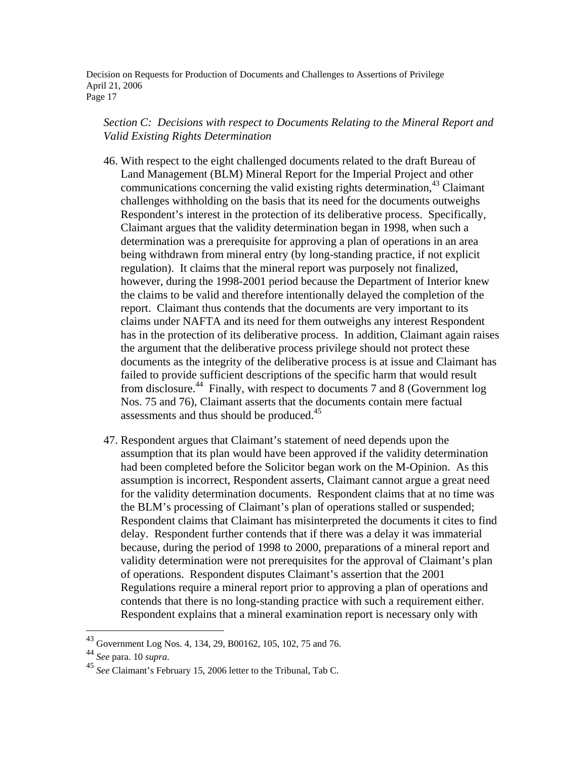*Section C: Decisions with respect to Documents Relating to the Mineral Report and Valid Existing Rights Determination*

46. With respect to the eight challenged documents related to the draft Bureau of Land Management (BLM) Mineral Report for the Imperial Project and other communications concerning the valid existing rights determination,[43] Claimant challenges withholding on the basis that its need for the documents outweighs Respondent's interest in the protection of its deliberative process. Specifically, Claimant argues that the validity determination began in 1998, when such a determination was a prerequisite for approving a plan of operations in an area being withdrawn from mineral entry (by long-standing practice, if not explicit regulation). It claims that the mineral report was purposely not finalized, however, during the 1998-2001 period because the Department of Interior knew the claims to be valid and therefore intentionally delayed the completion of the report. Claimant thus contends that the documents are very important to its claims under NAFTA and its need for them outweighs any interest Respondent has in the protection of its deliberative process. In addition, Claimant again raises the argument that the deliberative process privilege should not protect these documents as the integrity of the deliberative process is at issue and Claimant has failed to provide sufficient descriptions of the specific harm that would result from disclosure.[44] Finally, with respect to documents 7 and 8 (Government log Nos. 75 and 76), Claimant asserts that the documents contain mere factual assessments and thus should be produced.[45]

47. Respondent argues that Claimant's statement of need depends upon the assumption that its plan would have been approved if the validity determination had been completed before the Solicitor began work on the M-Opinion. As this assumption is incorrect, Respondent asserts, Claimant cannot argue a great need for the validity determination documents. Respondent claims that at no time was the BLM's processing of Claimant's plan of operations stalled or suspended; Respondent claims that Claimant has misinterpreted the documents it cites to find delay. Respondent further contends that if there was a delay it was immaterial because, during the period of 1998 to 2000, preparations of a mineral report and validity determination were not prerequisites for the approval of Claimant's plan of operations. Respondent disputes Claimant's assertion that the 2001 Regulations require a mineral report prior to approving a plan of operations and contends that there is no long-standing practice with such a requirement either. Respondent explains that a mineral examination report is necessary only with

---

[43] Government Log Nos. 4, 134, 29, B00162, 105, 102, 75 and 76.

[44] *See* para. 10 *supra*.

[45] *See* Claimant's February 15, 2006 letter to the Tribunal, Tab C.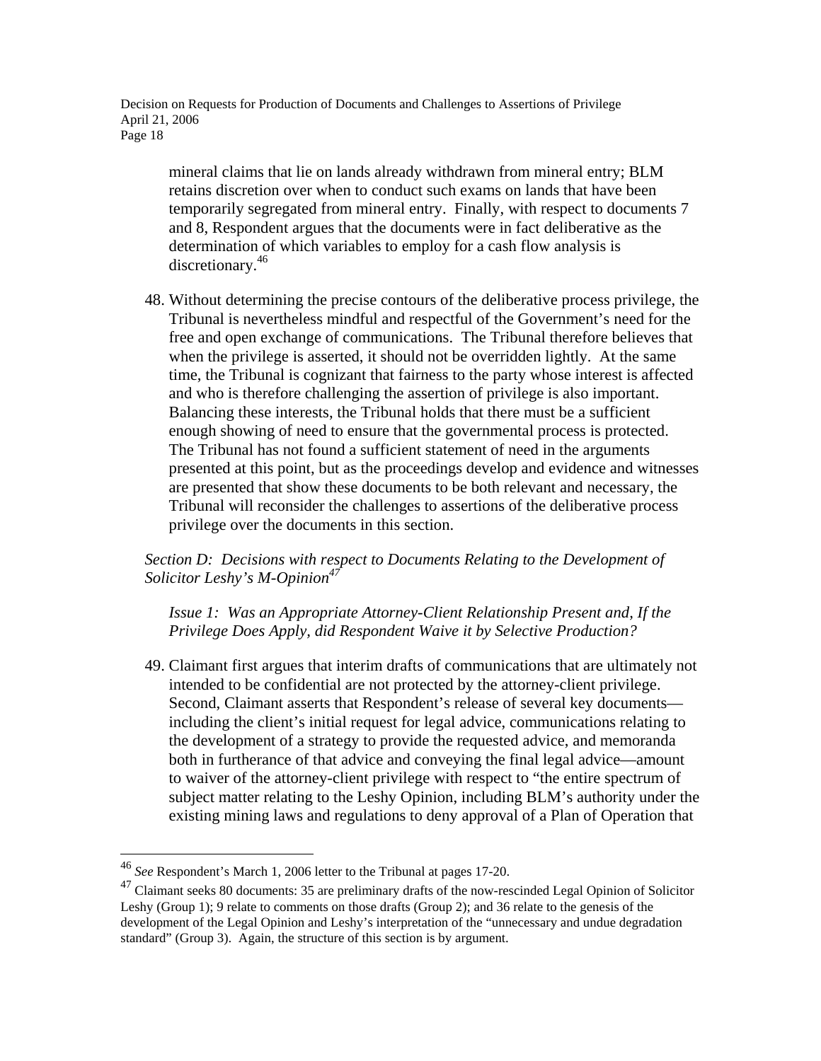mineral claims that lie on lands already withdrawn from mineral entry; BLM retains discretion over when to conduct such exams on lands that have been temporarily segregated from mineral entry. Finally, with respect to documents 7 and 8, Respondent argues that the documents were in fact deliberative as the determination of which variables to employ for a cash flow analysis is discretionary.[46]

48. Without determining the precise contours of the deliberative process privilege, the Tribunal is nevertheless mindful and respectful of the Government's need for the free and open exchange of communications. The Tribunal therefore believes that when the privilege is asserted, it should not be overridden lightly. At the same time, the Tribunal is cognizant that fairness to the party whose interest is affected and who is therefore challenging the assertion of privilege is also important. Balancing these interests, the Tribunal holds that there must be a sufficient enough showing of need to ensure that the governmental process is protected. The Tribunal has not found a sufficient statement of need in the arguments presented at this point, but as the proceedings develop and evidence and witnesses are presented that show these documents to be both relevant and necessary, the Tribunal will reconsider the challenges to assertions of the deliberative process privilege over the documents in this section.

*Section D: Decisions with respect to Documents Relating to the Development of Solicitor Leshy's M-Opinion*[47]

*Issue 1: Was an Appropriate Attorney-Client Relationship Present and, If the Privilege Does Apply, did Respondent Waive it by Selective Production?*

49. Claimant first argues that interim drafts of communications that are ultimately not intended to be confidential are not protected by the attorney-client privilege. Second, Claimant asserts that Respondent's release of several key documents—including the client's initial request for legal advice, communications relating to the development of a strategy to provide the requested advice, and memoranda both in furtherance of that advice and conveying the final legal advice—amount to waiver of the attorney-client privilege with respect to "the entire spectrum of subject matter relating to the Leshy Opinion, including BLM's authority under the existing mining laws and regulations to deny approval of a Plan of Operation that

---

[46] *See* Respondent's March 1, 2006 letter to the Tribunal at pages 17-20.

[47] Claimant seeks 80 documents: 35 are preliminary drafts of the now-rescinded Legal Opinion of Solicitor Leshy (Group 1); 9 relate to comments on those drafts (Group 2); and 36 relate to the genesis of the development of the Legal Opinion and Leshy's interpretation of the "unnecessary and undue degradation standard" (Group 3). Again, the structure of this section is by argument.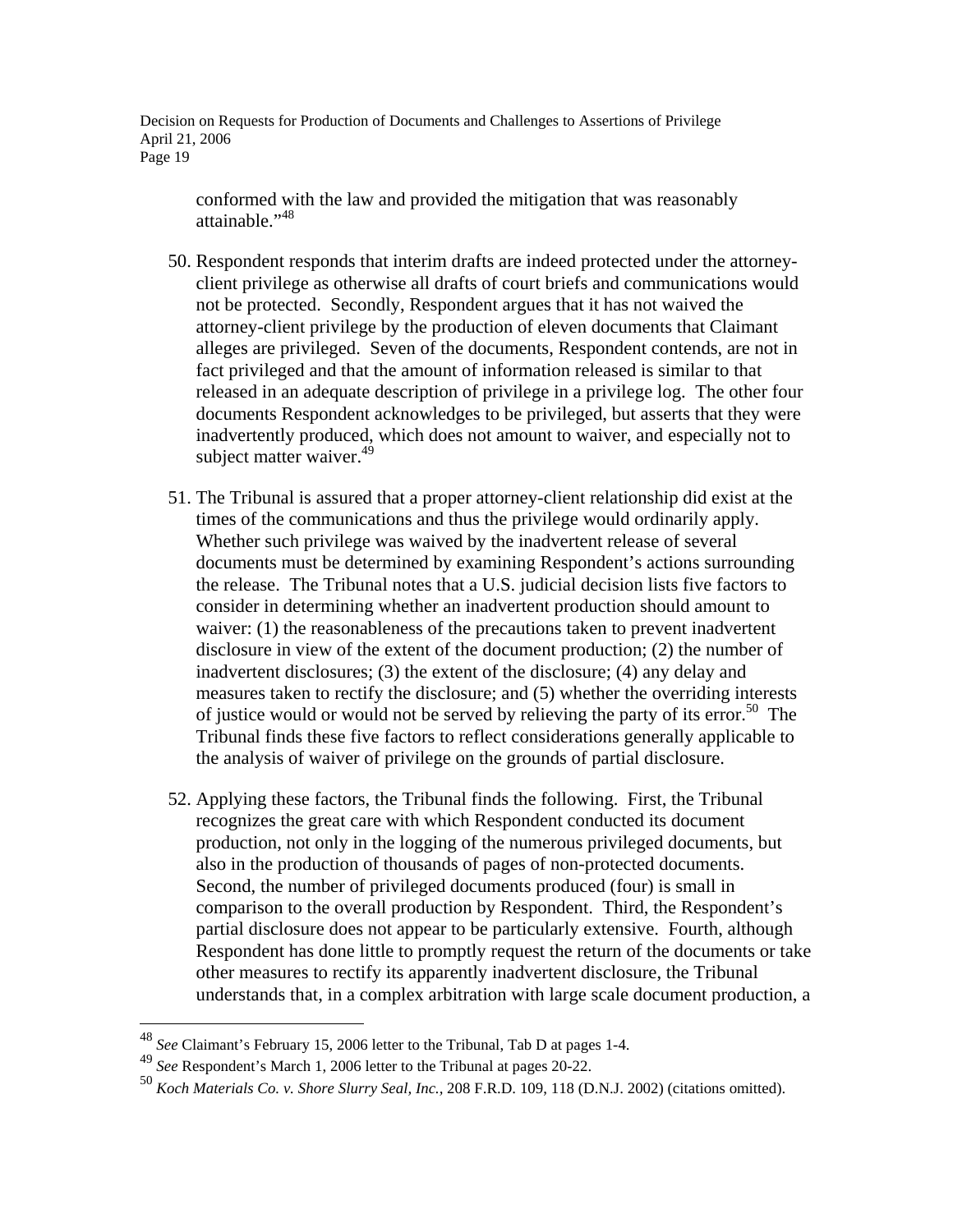conformed with the law and provided the mitigation that was reasonably attainable."[48]

50. Respondent responds that interim drafts are indeed protected under the attorney-client privilege as otherwise all drafts of court briefs and communications would not be protected. Secondly, Respondent argues that it has not waived the attorney-client privilege by the production of eleven documents that Claimant alleges are privileged. Seven of the documents, Respondent contends, are not in fact privileged and that the amount of information released is similar to that released in an adequate description of privilege in a privilege log. The other four documents Respondent acknowledges to be privileged, but asserts that they were inadvertently produced, which does not amount to waiver, and especially not to subject matter waiver.[49]

51. The Tribunal is assured that a proper attorney-client relationship did exist at the times of the communications and thus the privilege would ordinarily apply. Whether such privilege was waived by the inadvertent release of several documents must be determined by examining Respondent's actions surrounding the release. The Tribunal notes that a U.S. judicial decision lists five factors to consider in determining whether an inadvertent production should amount to waiver: (1) the reasonableness of the precautions taken to prevent inadvertent disclosure in view of the extent of the document production; (2) the number of inadvertent disclosures; (3) the extent of the disclosure; (4) any delay and measures taken to rectify the disclosure; and (5) whether the overriding interests of justice would or would not be served by relieving the party of its error.[50] The Tribunal finds these five factors to reflect considerations generally applicable to the analysis of waiver of privilege on the grounds of partial disclosure.

52. Applying these factors, the Tribunal finds the following. First, the Tribunal recognizes the great care with which Respondent conducted its document production, not only in the logging of the numerous privileged documents, but also in the production of thousands of pages of non-protected documents. Second, the number of privileged documents produced (four) is small in comparison to the overall production by Respondent. Third, the Respondent's partial disclosure does not appear to be particularly extensive. Fourth, although Respondent has done little to promptly request the return of the documents or take other measures to rectify its apparently inadvertent disclosure, the Tribunal understands that, in a complex arbitration with large scale document production, a

---

[48] *See* Claimant's February 15, 2006 letter to the Tribunal, Tab D at pages 1-4.

[49] *See* Respondent's March 1, 2006 letter to the Tribunal at pages 20-22.

[50] *Koch Materials Co. v. Shore Slurry Seal, Inc.,* 208 F.R.D. 109, 118 (D.N.J. 2002) (citations omitted).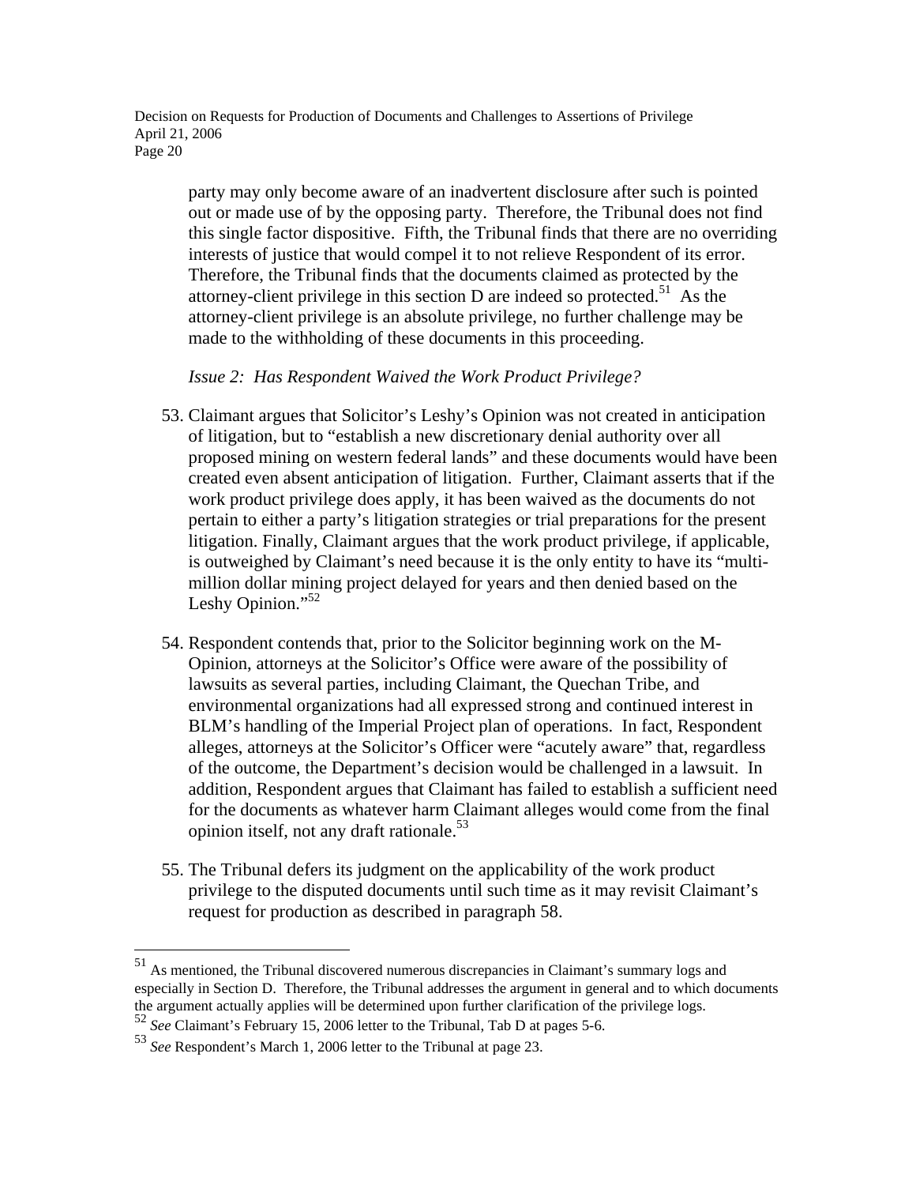party may only become aware of an inadvertent disclosure after such is pointed out or made use of by the opposing party. Therefore, the Tribunal does not find this single factor dispositive. Fifth, the Tribunal finds that there are no overriding interests of justice that would compel it to not relieve Respondent of its error. Therefore, the Tribunal finds that the documents claimed as protected by the attorney-client privilege in this section D are indeed so protected.[51] As the attorney-client privilege is an absolute privilege, no further challenge may be made to the withholding of these documents in this proceeding.

*Issue 2: Has Respondent Waived the Work Product Privilege?*

53. Claimant argues that Solicitor's Leshy's Opinion was not created in anticipation of litigation, but to "establish a new discretionary denial authority over all proposed mining on western federal lands" and these documents would have been created even absent anticipation of litigation. Further, Claimant asserts that if the work product privilege does apply, it has been waived as the documents do not pertain to either a party's litigation strategies or trial preparations for the present litigation. Finally, Claimant argues that the work product privilege, if applicable, is outweighed by Claimant's need because it is the only entity to have its "multi-million dollar mining project delayed for years and then denied based on the Leshy Opinion."[52]

54. Respondent contends that, prior to the Solicitor beginning work on the M-Opinion, attorneys at the Solicitor's Office were aware of the possibility of lawsuits as several parties, including Claimant, the Quechan Tribe, and environmental organizations had all expressed strong and continued interest in BLM's handling of the Imperial Project plan of operations. In fact, Respondent alleges, attorneys at the Solicitor's Officer were "acutely aware" that, regardless of the outcome, the Department's decision would be challenged in a lawsuit. In addition, Respondent argues that Claimant has failed to establish a sufficient need for the documents as whatever harm Claimant alleges would come from the final opinion itself, not any draft rationale.[53]

55. The Tribunal defers its judgment on the applicability of the work product privilege to the disputed documents until such time as it may revisit Claimant's request for production as described in paragraph 58.

---

[51] As mentioned, the Tribunal discovered numerous discrepancies in Claimant's summary logs and especially in Section D. Therefore, the Tribunal addresses the argument in general and to which documents the argument actually applies will be determined upon further clarification of the privilege logs.

[52] *See* Claimant's February 15, 2006 letter to the Tribunal, Tab D at pages 5-6.

[53] *See* Respondent's March 1, 2006 letter to the Tribunal at page 23.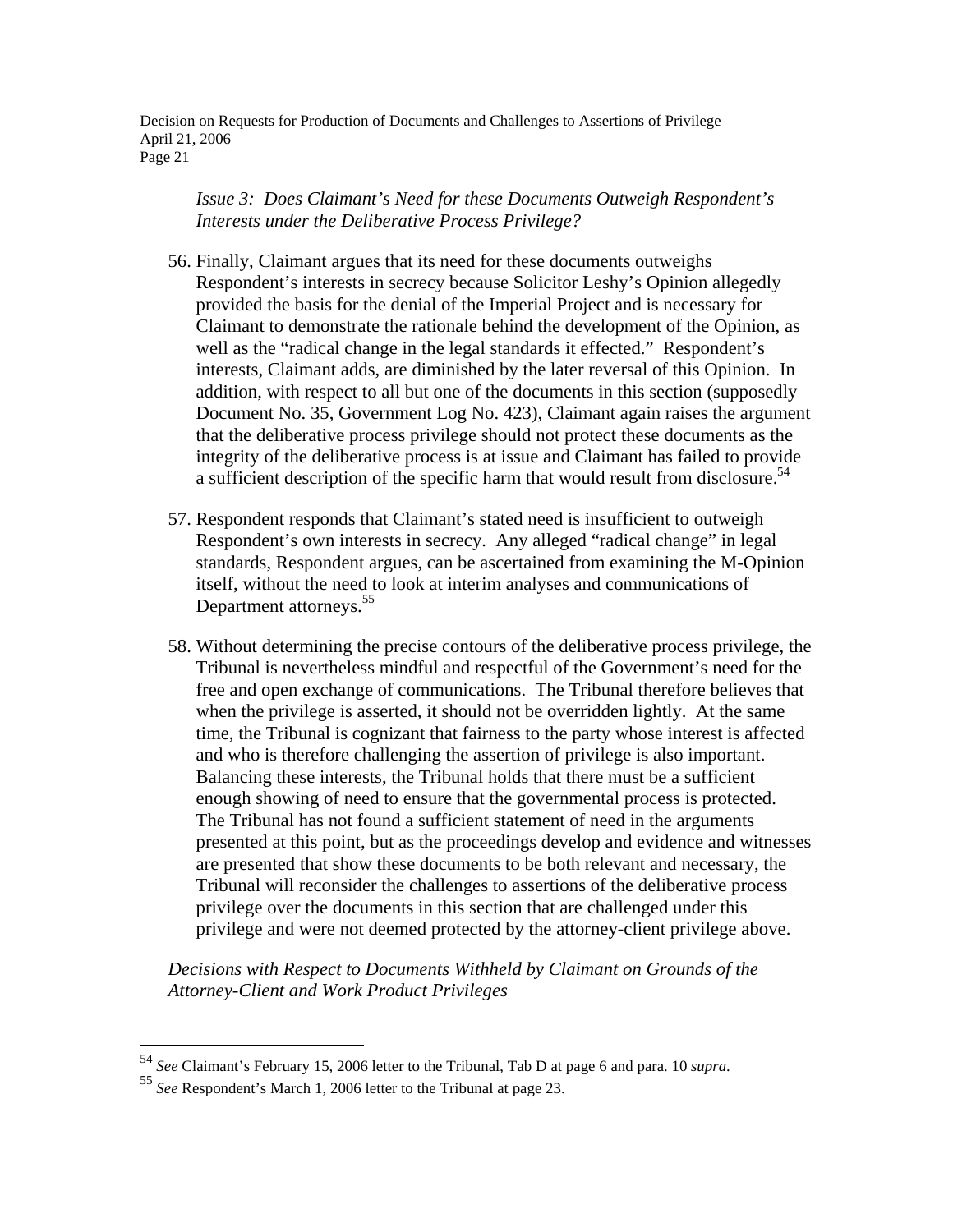*Issue 3: Does Claimant's Need for these Documents Outweigh Respondent's Interests under the Deliberative Process Privilege?*

56. Finally, Claimant argues that its need for these documents outweighs Respondent's interests in secrecy because Solicitor Leshy's Opinion allegedly provided the basis for the denial of the Imperial Project and is necessary for Claimant to demonstrate the rationale behind the development of the Opinion, as well as the "radical change in the legal standards it effected." Respondent's interests, Claimant adds, are diminished by the later reversal of this Opinion. In addition, with respect to all but one of the documents in this section (supposedly Document No. 35, Government Log No. 423), Claimant again raises the argument that the deliberative process privilege should not protect these documents as the integrity of the deliberative process is at issue and Claimant has failed to provide a sufficient description of the specific harm that would result from disclosure.[54]

57. Respondent responds that Claimant's stated need is insufficient to outweigh Respondent's own interests in secrecy. Any alleged "radical change" in legal standards, Respondent argues, can be ascertained from examining the M-Opinion itself, without the need to look at interim analyses and communications of Department attorneys.[55]

58. Without determining the precise contours of the deliberative process privilege, the Tribunal is nevertheless mindful and respectful of the Government's need for the free and open exchange of communications. The Tribunal therefore believes that when the privilege is asserted, it should not be overridden lightly. At the same time, the Tribunal is cognizant that fairness to the party whose interest is affected and who is therefore challenging the assertion of privilege is also important. Balancing these interests, the Tribunal holds that there must be a sufficient enough showing of need to ensure that the governmental process is protected. The Tribunal has not found a sufficient statement of need in the arguments presented at this point, but as the proceedings develop and evidence and witnesses are presented that show these documents to be both relevant and necessary, the Tribunal will reconsider the challenges to assertions of the deliberative process privilege over the documents in this section that are challenged under this privilege and were not deemed protected by the attorney-client privilege above.

*Decisions with Respect to Documents Withheld by Claimant on Grounds of the Attorney-Client and Work Product Privileges*

---

[54] *See* Claimant's February 15, 2006 letter to the Tribunal, Tab D at page 6 and para. 10 *supra*.

[55] *See* Respondent's March 1, 2006 letter to the Tribunal at page 23.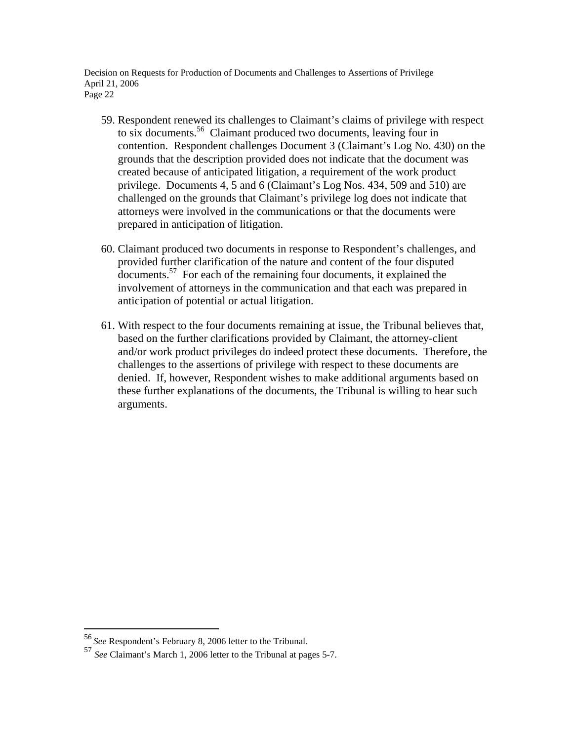59. Respondent renewed its challenges to Claimant's claims of privilege with respect to six documents.[56] Claimant produced two documents, leaving four in contention. Respondent challenges Document 3 (Claimant's Log No. 430) on the grounds that the description provided does not indicate that the document was created because of anticipated litigation, a requirement of the work product privilege. Documents 4, 5 and 6 (Claimant's Log Nos. 434, 509 and 510) are challenged on the grounds that Claimant's privilege log does not indicate that attorneys were involved in the communications or that the documents were prepared in anticipation of litigation.

60. Claimant produced two documents in response to Respondent's challenges, and provided further clarification of the nature and content of the four disputed documents.[57] For each of the remaining four documents, it explained the involvement of attorneys in the communication and that each was prepared in anticipation of potential or actual litigation.

61. With respect to the four documents remaining at issue, the Tribunal believes that, based on the further clarifications provided by Claimant, the attorney-client and/or work product privileges do indeed protect these documents. Therefore, the challenges to the assertions of privilege with respect to these documents are denied. If, however, Respondent wishes to make additional arguments based on these further explanations of the documents, the Tribunal is willing to hear such arguments.

---

[56] *See* Respondent's February 8, 2006 letter to the Tribunal.

[57] *See* Claimant's March 1, 2006 letter to the Tribunal at pages 5-7.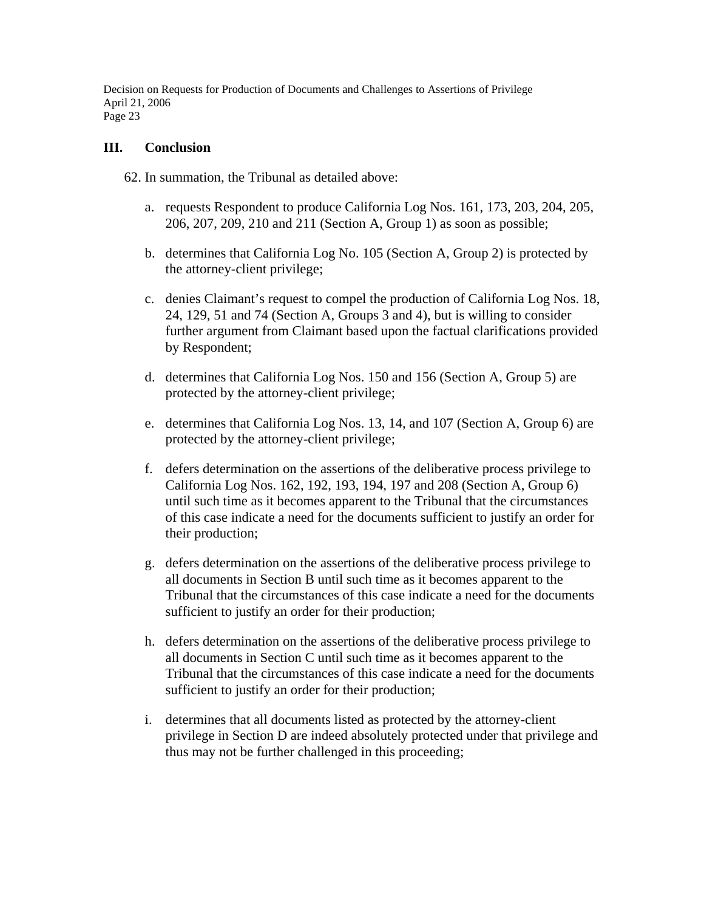## III. Conclusion

62. In summation, the Tribunal as detailed above:

   a. requests Respondent to produce California Log Nos. 161, 173, 203, 204, 205, 206, 207, 209, 210 and 211 (Section A, Group 1) as soon as possible;

   b. determines that California Log No. 105 (Section A, Group 2) is protected by the attorney-client privilege;

   c. denies Claimant's request to compel the production of California Log Nos. 18, 24, 129, 51 and 74 (Section A, Groups 3 and 4), but is willing to consider further argument from Claimant based upon the factual clarifications provided by Respondent;

   d. determines that California Log Nos. 150 and 156 (Section A, Group 5) are protected by the attorney-client privilege;

   e. determines that California Log Nos. 13, 14, and 107 (Section A, Group 6) are protected by the attorney-client privilege;

   f. defers determination on the assertions of the deliberative process privilege to California Log Nos. 162, 192, 193, 194, 197 and 208 (Section A, Group 6) until such time as it becomes apparent to the Tribunal that the circumstances of this case indicate a need for the documents sufficient to justify an order for their production;

   g. defers determination on the assertions of the deliberative process privilege to all documents in Section B until such time as it becomes apparent to the Tribunal that the circumstances of this case indicate a need for the documents sufficient to justify an order for their production;

   h. defers determination on the assertions of the deliberative process privilege to all documents in Section C until such time as it becomes apparent to the Tribunal that the circumstances of this case indicate a need for the documents sufficient to justify an order for their production;

   i. determines that all documents listed as protected by the attorney-client privilege in Section D are indeed absolutely protected under that privilege and thus may not be further challenged in this proceeding;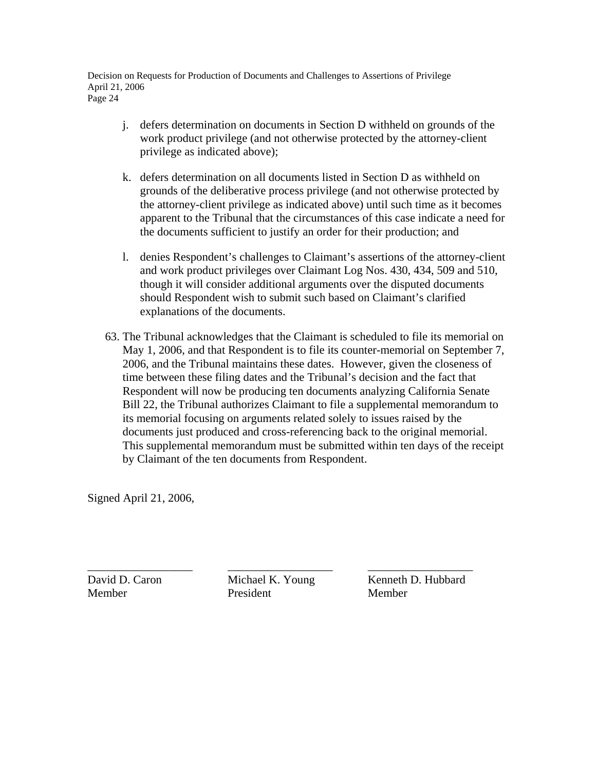j. defers determination on documents in Section D withheld on grounds of the work product privilege (and not otherwise protected by the attorney-client privilege as indicated above);

k. defers determination on all documents listed in Section D as withheld on grounds of the deliberative process privilege (and not otherwise protected by the attorney-client privilege as indicated above) until such time as it becomes apparent to the Tribunal that the circumstances of this case indicate a need for the documents sufficient to justify an order for their production; and

l. denies Respondent's challenges to Claimant's assertions of the attorney-client and work product privileges over Claimant Log Nos. 430, 434, 509 and 510, though it will consider additional arguments over the disputed documents should Respondent wish to submit such based on Claimant's clarified explanations of the documents.

63. The Tribunal acknowledges that the Claimant is scheduled to file its memorial on May 1, 2006, and that Respondent is to file its counter-memorial on September 7, 2006, and the Tribunal maintains these dates. However, given the closeness of time between these filing dates and the Tribunal's decision and the fact that Respondent will now be producing ten documents analyzing California Senate Bill 22, the Tribunal authorizes Claimant to file a supplemental memorandum to its memorial focusing on arguments related solely to issues raised by the documents just produced and cross-referencing back to the original memorial. This supplemental memorandum must be submitted within ten days of the receipt by Claimant of the ten documents from Respondent.

Signed April 21, 2006,

| | | |
|---|---|---|
| \_\_\_\_\_\_\_\_\_\_\_\_\_\_\_\_\_\_ | \_\_\_\_\_\_\_\_\_\_\_\_\_\_\_\_\_\_ | \_\_\_\_\_\_\_\_\_\_\_\_\_\_\_\_\_\_ |
| David D. Caron | Michael K. Young | Kenneth D. Hubbard |
| Member | President | Member |